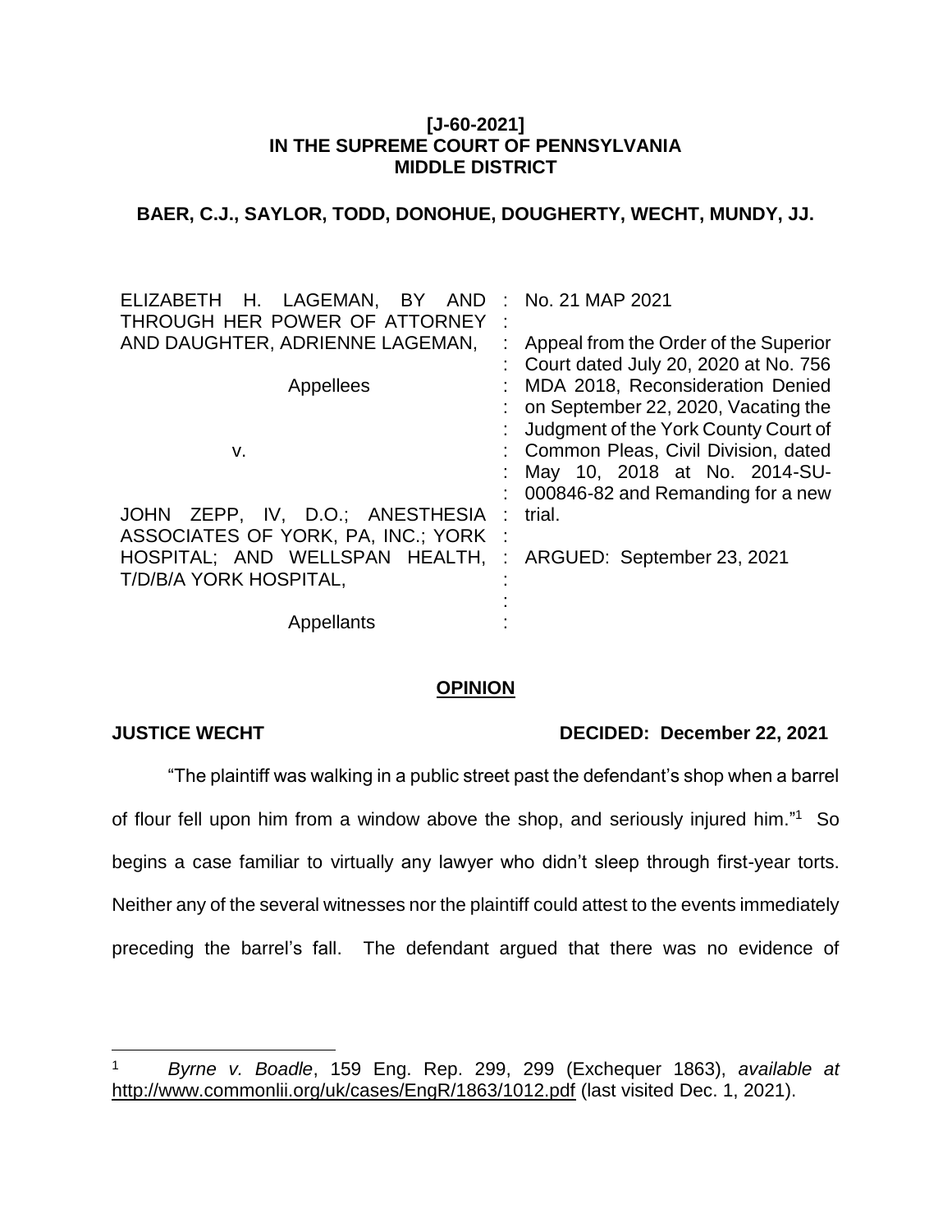**[J-60-2021]**
**IN THE SUPREME COURT OF PENNSYLVANIA**
**MIDDLE DISTRICT**

**BAER, C.J., SAYLOR, TODD, DONOHUE, DOUGHERTY, WECHT, MUNDY, JJ.**

| | | |
|---|---|---|
| ELIZABETH H. LAGEMAN, BY AND THROUGH HER POWER OF ATTORNEY AND DAUGHTER, ADRIENNE LAGEMAN, | : | No. 21 MAP 2021 |
| Appellees | : | Appeal from the Order of the Superior Court dated July 20, 2020 at No. 756 MDA 2018, Reconsideration Denied on September 22, 2020, Vacating the Judgment of the York County Court of Common Pleas, Civil Division, dated May 10, 2018 at No. 2014-SU-000846-82 and Remanding for a new trial. |
| v. | : | |
| JOHN ZEPP, IV, D.O.; ANESTHESIA ASSOCIATES OF YORK, PA, INC.; YORK HOSPITAL; AND WELLSPAN HEALTH, T/D/B/A YORK HOSPITAL, | : | ARGUED: September 23, 2021 |
| Appellants | : | |

**OPINION**

**JUSTICE WECHT** **DECIDED: December 22, 2021**

"The plaintiff was walking in a public street past the defendant's shop when a barrel of flour fell upon him from a window above the shop, and seriously injured him."[1] So begins a case familiar to virtually any lawyer who didn't sleep through first-year torts. Neither any of the several witnesses nor the plaintiff could attest to the events immediately preceding the barrel's fall. The defendant argued that there was no evidence of

---

[1] *Byrne v. Boadle*, 159 Eng. Rep. 299, 299 (Exchequer 1863), *available at* http://www.commonlii.org/uk/cases/EngR/1863/1012.pdf (last visited Dec. 1, 2021).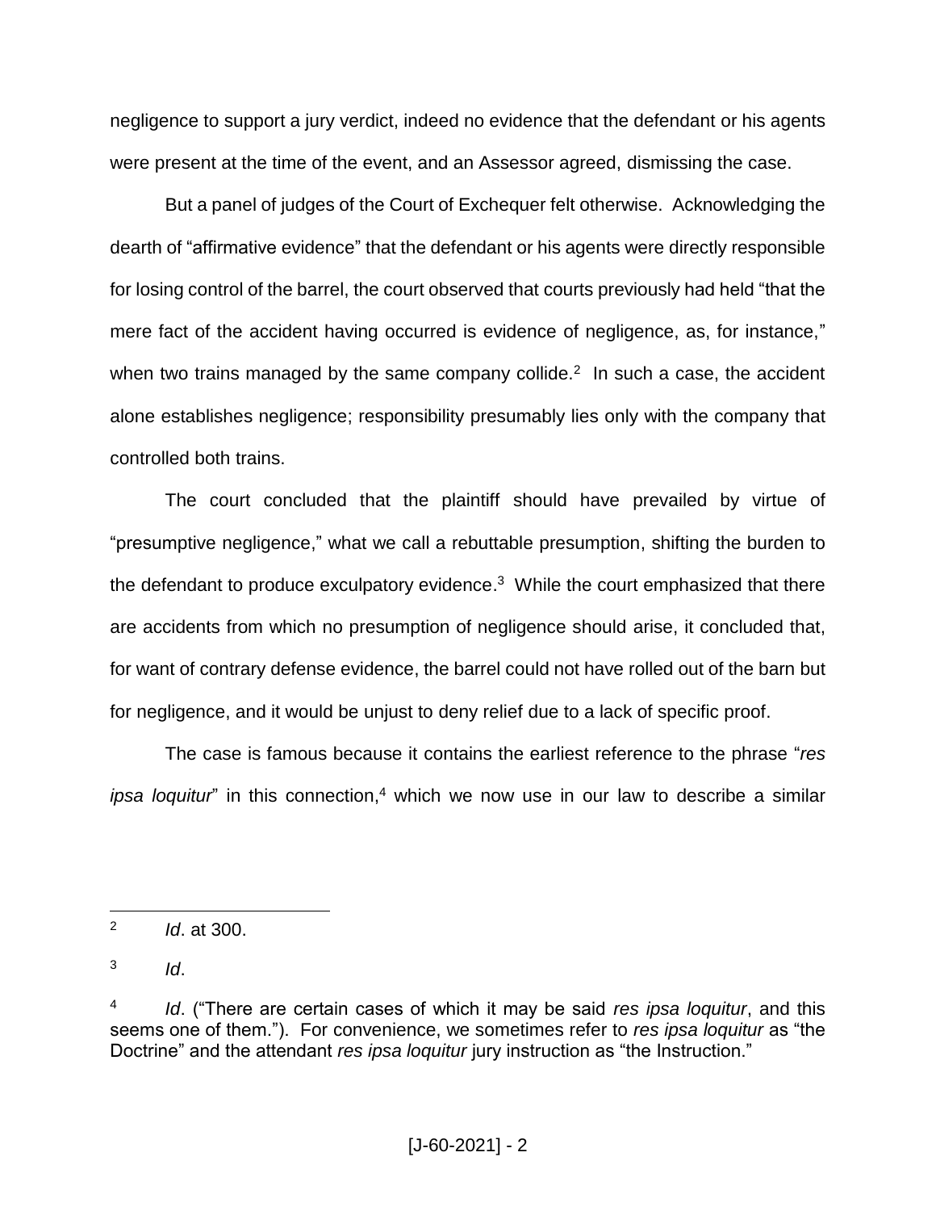negligence to support a jury verdict, indeed no evidence that the defendant or his agents were present at the time of the event, and an Assessor agreed, dismissing the case.

But a panel of judges of the Court of Exchequer felt otherwise. Acknowledging the dearth of "affirmative evidence" that the defendant or his agents were directly responsible for losing control of the barrel, the court observed that courts previously had held "that the mere fact of the accident having occurred is evidence of negligence, as, for instance," when two trains managed by the same company collide.[2] In such a case, the accident alone establishes negligence; responsibility presumably lies only with the company that controlled both trains.

The court concluded that the plaintiff should have prevailed by virtue of "presumptive negligence," what we call a rebuttable presumption, shifting the burden to the defendant to produce exculpatory evidence.[3] While the court emphasized that there are accidents from which no presumption of negligence should arise, it concluded that, for want of contrary defense evidence, the barrel could not have rolled out of the barn but for negligence, and it would be unjust to deny relief due to a lack of specific proof.

The case is famous because it contains the earliest reference to the phrase "*res ipsa loquitur*" in this connection,[4] which we now use in our law to describe a similar

---

[2] *Id*. at 300.

[3] *Id*.

[4] *Id*. ("There are certain cases of which it may be said *res ipsa loquitur*, and this seems one of them."). For convenience, we sometimes refer to *res ipsa loquitur* as "the Doctrine" and the attendant *res ipsa loquitur* jury instruction as "the Instruction."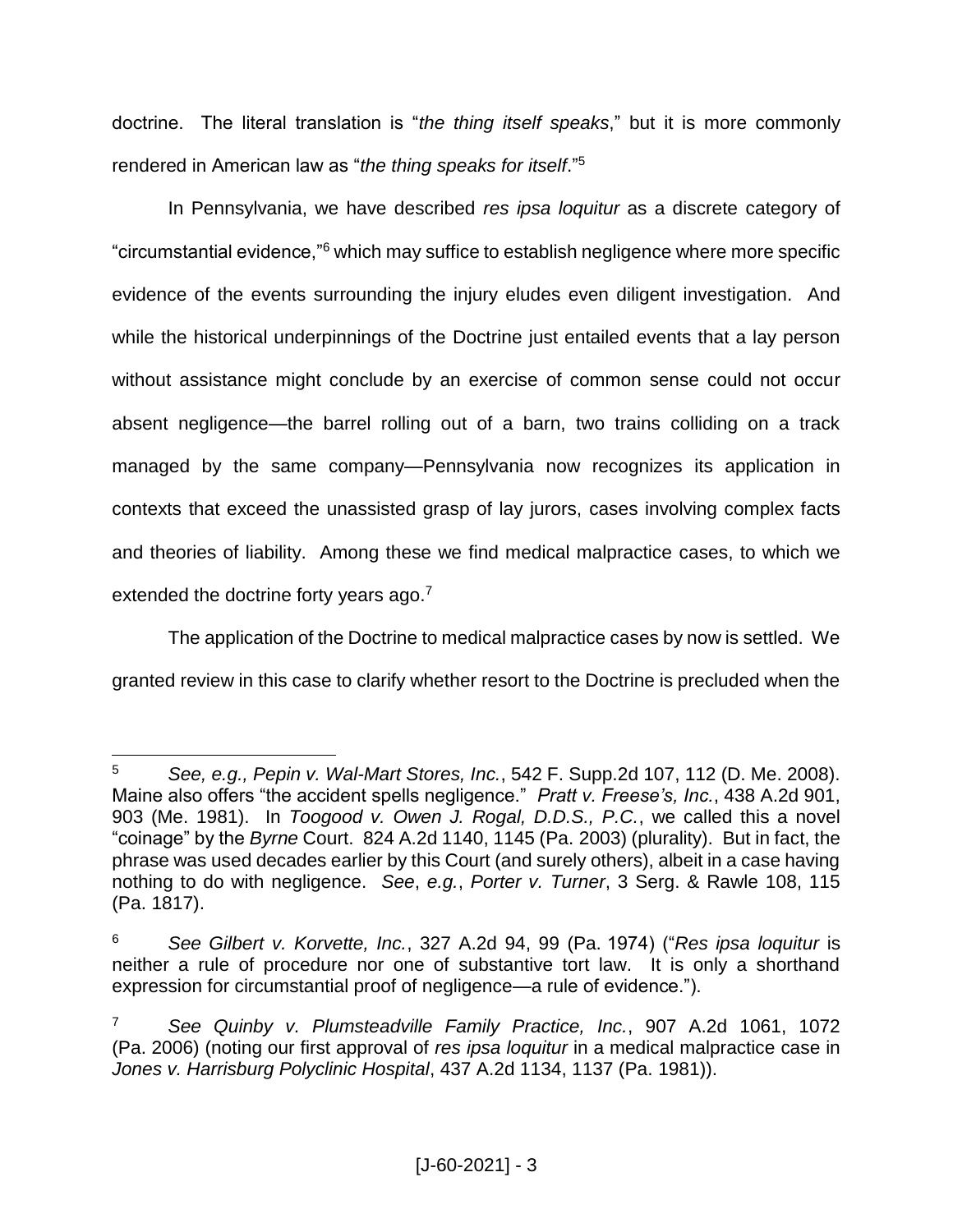doctrine. The literal translation is "*the thing itself speaks*," but it is more commonly rendered in American law as "*the thing speaks for itself*."[5]

In Pennsylvania, we have described *res ipsa loquitur* as a discrete category of "circumstantial evidence,"[6] which may suffice to establish negligence where more specific evidence of the events surrounding the injury eludes even diligent investigation. And while the historical underpinnings of the Doctrine just entailed events that a lay person without assistance might conclude by an exercise of common sense could not occur absent negligence—the barrel rolling out of a barn, two trains colliding on a track managed by the same company—Pennsylvania now recognizes its application in contexts that exceed the unassisted grasp of lay jurors, cases involving complex facts and theories of liability. Among these we find medical malpractice cases, to which we extended the doctrine forty years ago.[7]

The application of the Doctrine to medical malpractice cases by now is settled. We granted review in this case to clarify whether resort to the Doctrine is precluded when the

---

[5] *See, e.g., Pepin v. Wal-Mart Stores, Inc.*, 542 F. Supp.2d 107, 112 (D. Me. 2008). Maine also offers "the accident spells negligence." *Pratt v. Freese's, Inc.*, 438 A.2d 901, 903 (Me. 1981). In *Toogood v. Owen J. Rogal, D.D.S., P.C.*, we called this a novel "coinage" by the *Byrne* Court. 824 A.2d 1140, 1145 (Pa. 2003) (plurality). But in fact, the phrase was used decades earlier by this Court (and surely others), albeit in a case having nothing to do with negligence. *See*, *e.g.*, *Porter v. Turner*, 3 Serg. & Rawle 108, 115 (Pa. 1817).

[6] *See Gilbert v. Korvette, Inc.*, 327 A.2d 94, 99 (Pa. 1974) ("*Res ipsa loquitur* is neither a rule of procedure nor one of substantive tort law. It is only a shorthand expression for circumstantial proof of negligence—a rule of evidence.").

[7] *See Quinby v. Plumsteadville Family Practice, Inc.*, 907 A.2d 1061, 1072 (Pa. 2006) (noting our first approval of *res ipsa loquitur* in a medical malpractice case in *Jones v. Harrisburg Polyclinic Hospital*, 437 A.2d 1134, 1137 (Pa. 1981)).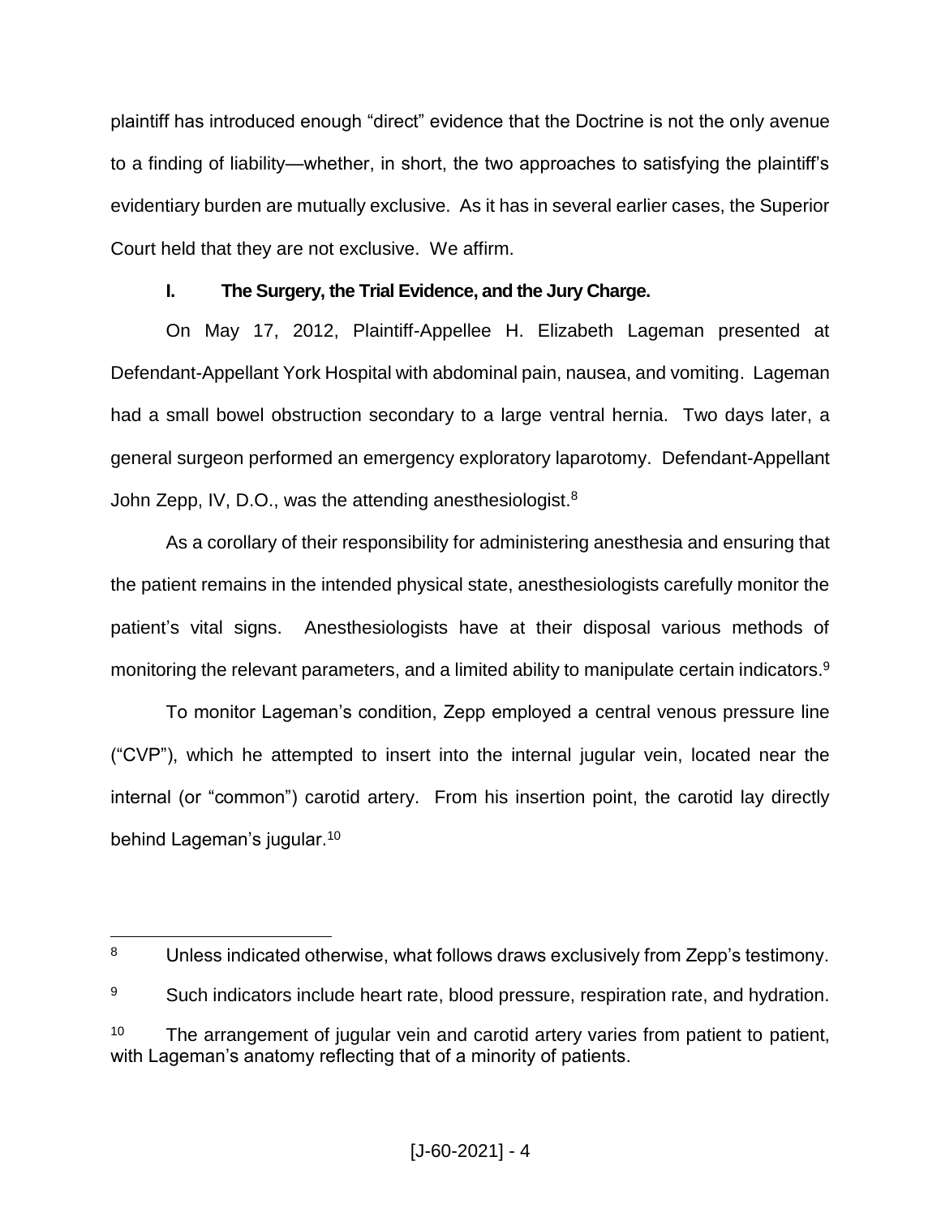plaintiff has introduced enough "direct" evidence that the Doctrine is not the only avenue to a finding of liability—whether, in short, the two approaches to satisfying the plaintiff's evidentiary burden are mutually exclusive. As it has in several earlier cases, the Superior Court held that they are not exclusive. We affirm.

## I. The Surgery, the Trial Evidence, and the Jury Charge.

On May 17, 2012, Plaintiff-Appellee H. Elizabeth Lageman presented at Defendant-Appellant York Hospital with abdominal pain, nausea, and vomiting. Lageman had a small bowel obstruction secondary to a large ventral hernia. Two days later, a general surgeon performed an emergency exploratory laparotomy. Defendant-Appellant John Zepp, IV, D.O., was the attending anesthesiologist.[8]

As a corollary of their responsibility for administering anesthesia and ensuring that the patient remains in the intended physical state, anesthesiologists carefully monitor the patient's vital signs. Anesthesiologists have at their disposal various methods of monitoring the relevant parameters, and a limited ability to manipulate certain indicators.[9]

To monitor Lageman's condition, Zepp employed a central venous pressure line ("CVP"), which he attempted to insert into the internal jugular vein, located near the internal (or "common") carotid artery. From his insertion point, the carotid lay directly behind Lageman's jugular.[10]

---

[8] Unless indicated otherwise, what follows draws exclusively from Zepp's testimony.

[9] Such indicators include heart rate, blood pressure, respiration rate, and hydration.

[10] The arrangement of jugular vein and carotid artery varies from patient to patient, with Lageman's anatomy reflecting that of a minority of patients.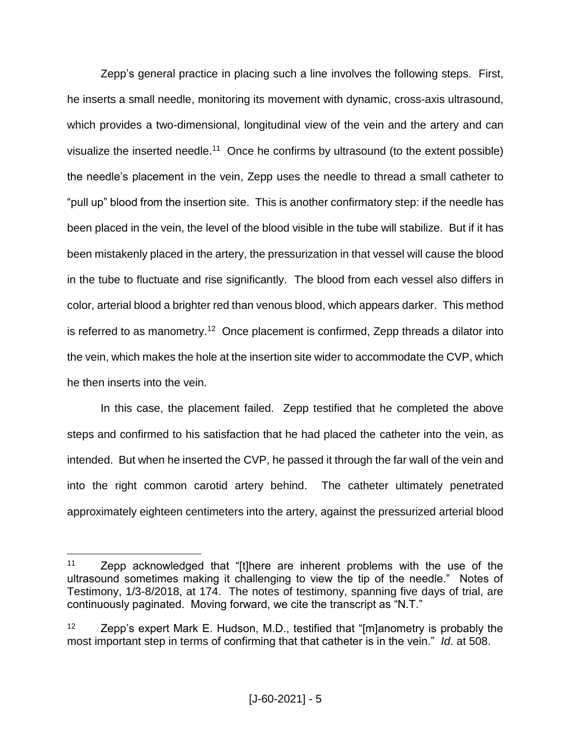Zepp's general practice in placing such a line involves the following steps. First, he inserts a small needle, monitoring its movement with dynamic, cross-axis ultrasound, which provides a two-dimensional, longitudinal view of the vein and the artery and can visualize the inserted needle.[11] Once he confirms by ultrasound (to the extent possible) the needle's placement in the vein, Zepp uses the needle to thread a small catheter to "pull up" blood from the insertion site. This is another confirmatory step: if the needle has been placed in the vein, the level of the blood visible in the tube will stabilize. But if it has been mistakenly placed in the artery, the pressurization in that vessel will cause the blood in the tube to fluctuate and rise significantly. The blood from each vessel also differs in color, arterial blood a brighter red than venous blood, which appears darker. This method is referred to as manometry.[12] Once placement is confirmed, Zepp threads a dilator into the vein, which makes the hole at the insertion site wider to accommodate the CVP, which he then inserts into the vein.

In this case, the placement failed. Zepp testified that he completed the above steps and confirmed to his satisfaction that he had placed the catheter into the vein, as intended. But when he inserted the CVP, he passed it through the far wall of the vein and into the right common carotid artery behind. The catheter ultimately penetrated approximately eighteen centimeters into the artery, against the pressurized arterial blood

---

[11] Zepp acknowledged that "[t]here are inherent problems with the use of the ultrasound sometimes making it challenging to view the tip of the needle." Notes of Testimony, 1/3-8/2018, at 174. The notes of testimony, spanning five days of trial, are continuously paginated. Moving forward, we cite the transcript as "N.T."

[12] Zepp's expert Mark E. Hudson, M.D., testified that "[m]anometry is probably the most important step in terms of confirming that that catheter is in the vein." *Id*. at 508.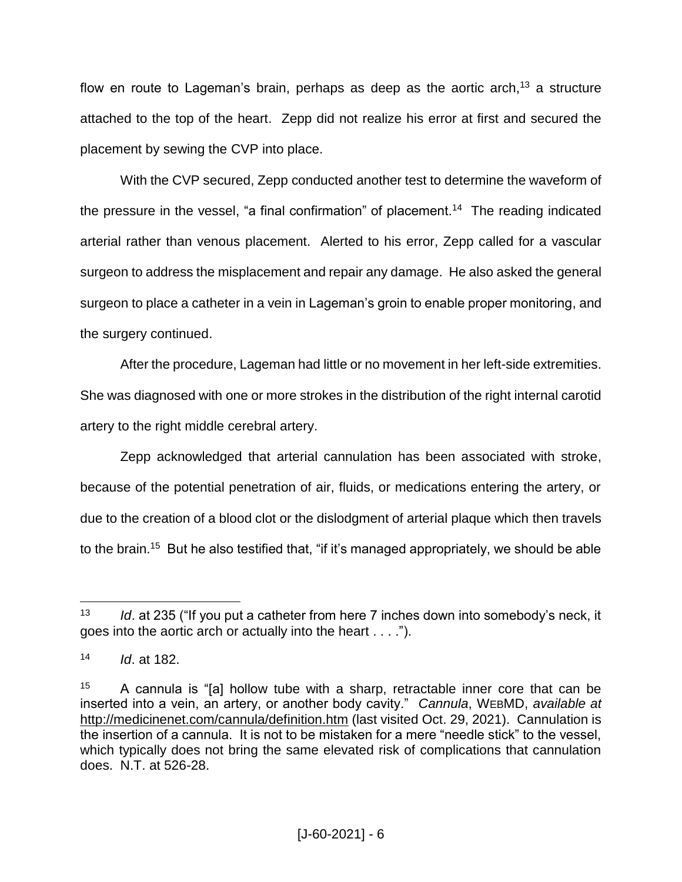flow en route to Lageman's brain, perhaps as deep as the aortic arch,[13] a structure attached to the top of the heart. Zepp did not realize his error at first and secured the placement by sewing the CVP into place.

With the CVP secured, Zepp conducted another test to determine the waveform of the pressure in the vessel, "a final confirmation" of placement.[14] The reading indicated arterial rather than venous placement. Alerted to his error, Zepp called for a vascular surgeon to address the misplacement and repair any damage. He also asked the general surgeon to place a catheter in a vein in Lageman's groin to enable proper monitoring, and the surgery continued.

After the procedure, Lageman had little or no movement in her left-side extremities. She was diagnosed with one or more strokes in the distribution of the right internal carotid artery to the right middle cerebral artery.

Zepp acknowledged that arterial cannulation has been associated with stroke, because of the potential penetration of air, fluids, or medications entering the artery, or due to the creation of a blood clot or the dislodgment of arterial plaque which then travels to the brain.[15] But he also testified that, "if it's managed appropriately, we should be able

---

[13] *Id*. at 235 ("If you put a catheter from here 7 inches down into somebody's neck, it goes into the aortic arch or actually into the heart . . . .").

[14] *Id*. at 182.

[15] A cannula is "[a] hollow tube with a sharp, retractable inner core that can be inserted into a vein, an artery, or another body cavity." *Cannula*, WEBMD, *available at* http://medicinenet.com/cannula/definition.htm (last visited Oct. 29, 2021). Cannulation is the insertion of a cannula. It is not to be mistaken for a mere "needle stick" to the vessel, which typically does not bring the same elevated risk of complications that cannulation does. N.T. at 526-28.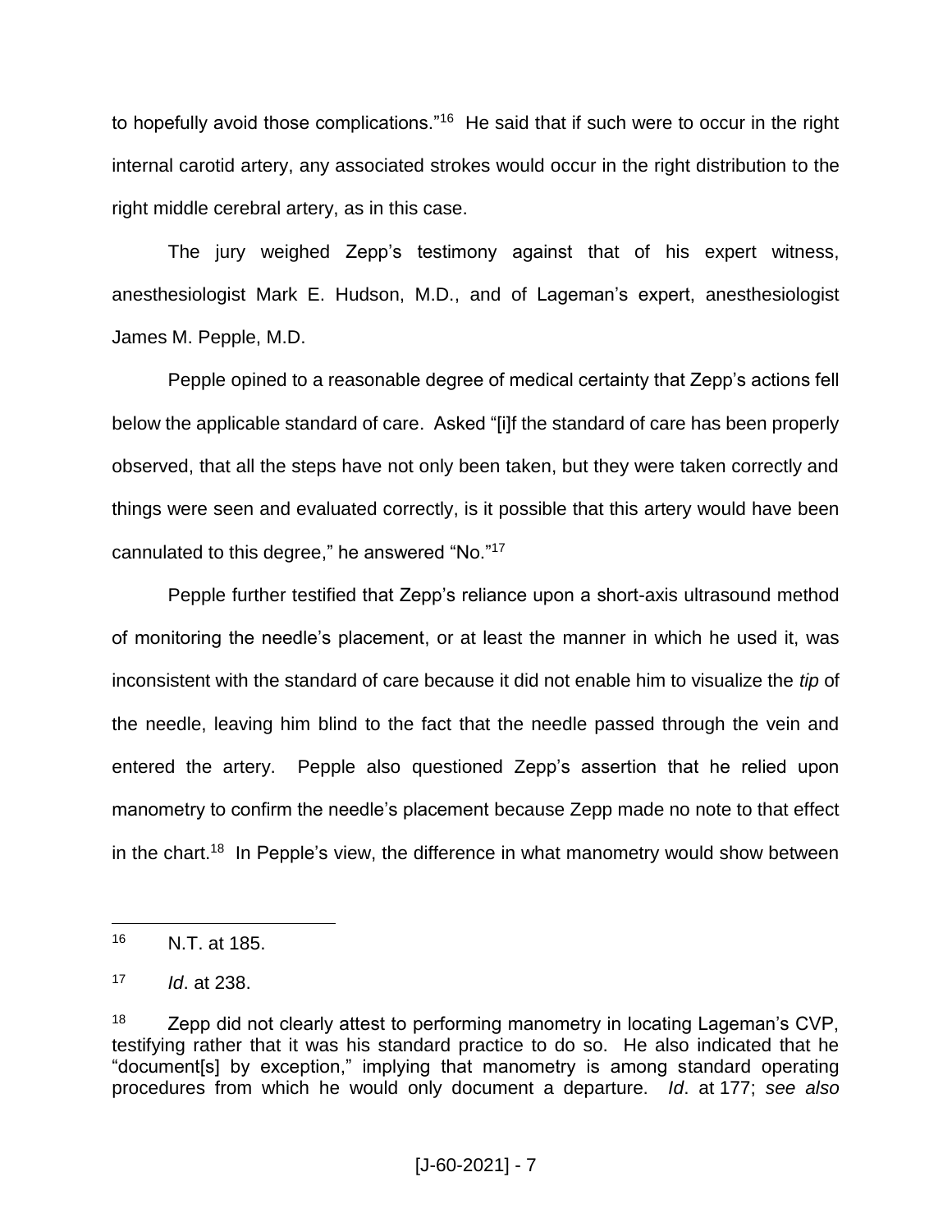to hopefully avoid those complications."[16] He said that if such were to occur in the right internal carotid artery, any associated strokes would occur in the right distribution to the right middle cerebral artery, as in this case.

The jury weighed Zepp's testimony against that of his expert witness, anesthesiologist Mark E. Hudson, M.D., and of Lageman's expert, anesthesiologist James M. Pepple, M.D.

Pepple opined to a reasonable degree of medical certainty that Zepp's actions fell below the applicable standard of care. Asked "[i]f the standard of care has been properly observed, that all the steps have not only been taken, but they were taken correctly and things were seen and evaluated correctly, is it possible that this artery would have been cannulated to this degree," he answered "No."[17]

Pepple further testified that Zepp's reliance upon a short-axis ultrasound method of monitoring the needle's placement, or at least the manner in which he used it, was inconsistent with the standard of care because it did not enable him to visualize the *tip* of the needle, leaving him blind to the fact that the needle passed through the vein and entered the artery. Pepple also questioned Zepp's assertion that he relied upon manometry to confirm the needle's placement because Zepp made no note to that effect in the chart.[18] In Pepple's view, the difference in what manometry would show between

---

[16] N.T. at 185.

[17] *Id*. at 238.

[18] Zepp did not clearly attest to performing manometry in locating Lageman's CVP, testifying rather that it was his standard practice to do so. He also indicated that he "document[s] by exception," implying that manometry is among standard operating procedures from which he would only document a departure. *Id*. at 177; *see also*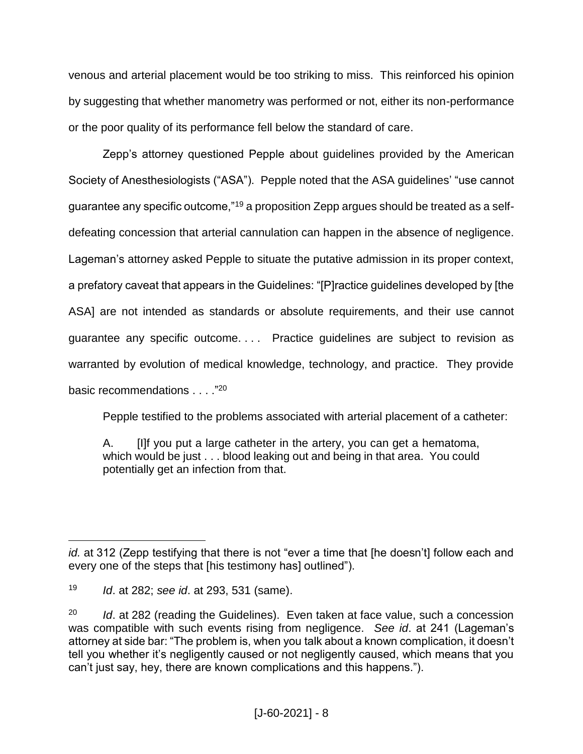venous and arterial placement would be too striking to miss. This reinforced his opinion by suggesting that whether manometry was performed or not, either its non-performance or the poor quality of its performance fell below the standard of care.

Zepp's attorney questioned Pepple about guidelines provided by the American Society of Anesthesiologists ("ASA"). Pepple noted that the ASA guidelines' "use cannot guarantee any specific outcome,"[19] a proposition Zepp argues should be treated as a self-defeating concession that arterial cannulation can happen in the absence of negligence. Lageman's attorney asked Pepple to situate the putative admission in its proper context, a prefatory caveat that appears in the Guidelines: "[P]ractice guidelines developed by [the ASA] are not intended as standards or absolute requirements, and their use cannot guarantee any specific outcome. . . . Practice guidelines are subject to revision as warranted by evolution of medical knowledge, technology, and practice. They provide basic recommendations . . . ."[20]

Pepple testified to the problems associated with arterial placement of a catheter:

> A. [I]f you put a large catheter in the artery, you can get a hematoma, which would be just . . . blood leaking out and being in that area. You could potentially get an infection from that.

---

*id.* at 312 (Zepp testifying that there is not "ever a time that [he doesn't] follow each and every one of the steps that [his testimony has] outlined").

[19] *Id*. at 282; *see id*. at 293, 531 (same).

[20] *Id*. at 282 (reading the Guidelines). Even taken at face value, such a concession was compatible with such events rising from negligence. *See id*. at 241 (Lageman's attorney at side bar: "The problem is, when you talk about a known complication, it doesn't tell you whether it's negligently caused or not negligently caused, which means that you can't just say, hey, there are known complications and this happens.").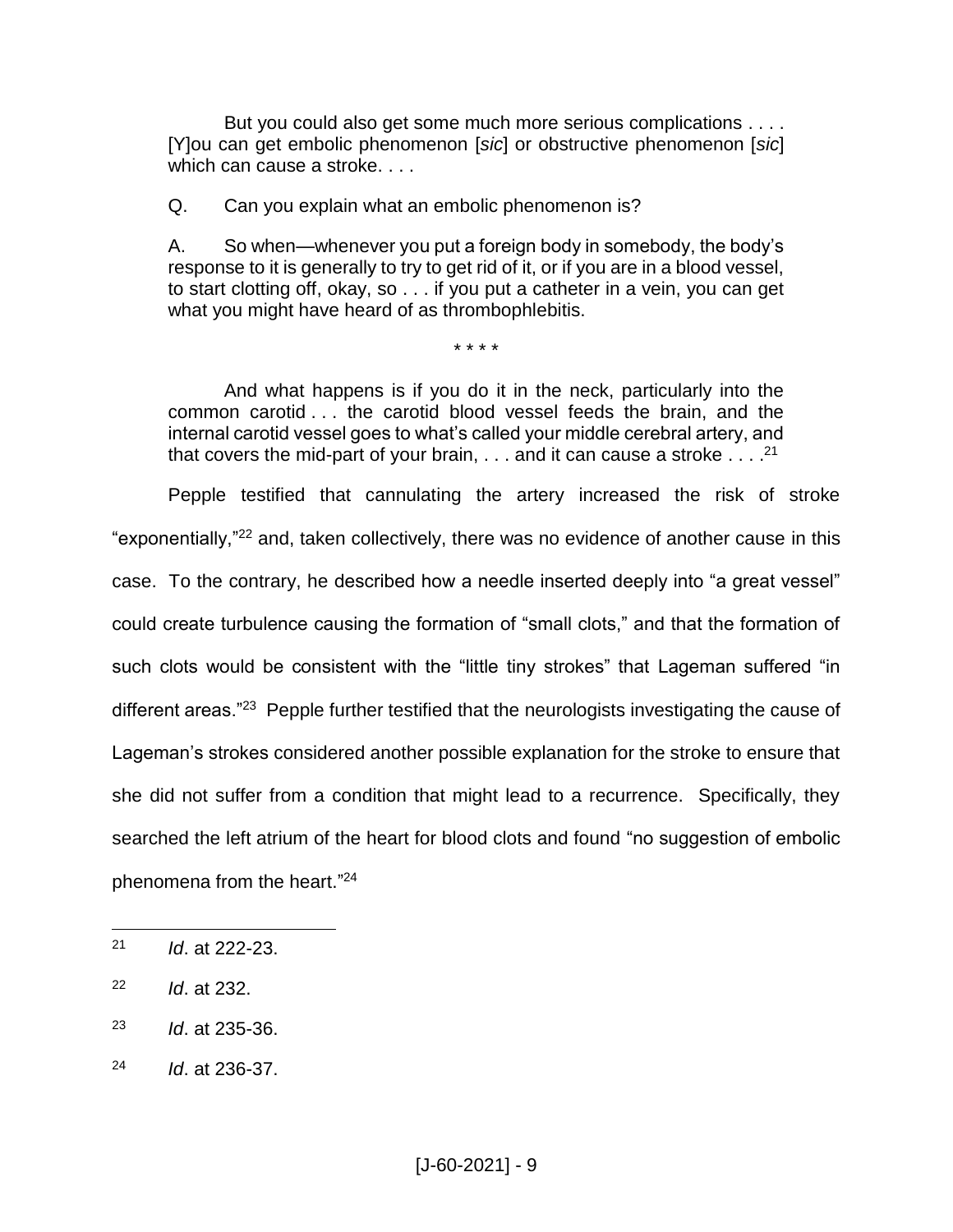But you could also get some much more serious complications . . . . [Y]ou can get embolic phenomenon [*sic*] or obstructive phenomenon [*sic*] which can cause a stroke. . . .

Q. Can you explain what an embolic phenomenon is?

A. So when—whenever you put a foreign body in somebody, the body's response to it is generally to try to get rid of it, or if you are in a blood vessel, to start clotting off, okay, so . . . if you put a catheter in a vein, you can get what you might have heard of as thrombophlebitis.

\* \* \* \*

And what happens is if you do it in the neck, particularly into the common carotid . . . the carotid blood vessel feeds the brain, and the internal carotid vessel goes to what's called your middle cerebral artery, and that covers the mid-part of your brain, . . . and it can cause a stroke . . . .[21]

Pepple testified that cannulating the artery increased the risk of stroke "exponentially,"[22] and, taken collectively, there was no evidence of another cause in this case. To the contrary, he described how a needle inserted deeply into "a great vessel" could create turbulence causing the formation of "small clots," and that the formation of such clots would be consistent with the "little tiny strokes" that Lageman suffered "in different areas."[23] Pepple further testified that the neurologists investigating the cause of Lageman's strokes considered another possible explanation for the stroke to ensure that she did not suffer from a condition that might lead to a recurrence. Specifically, they searched the left atrium of the heart for blood clots and found "no suggestion of embolic phenomena from the heart."[24]

---

[21] *Id*. at 222-23.

[22] *Id*. at 232.

[23] *Id*. at 235-36.

[24] *Id*. at 236-37.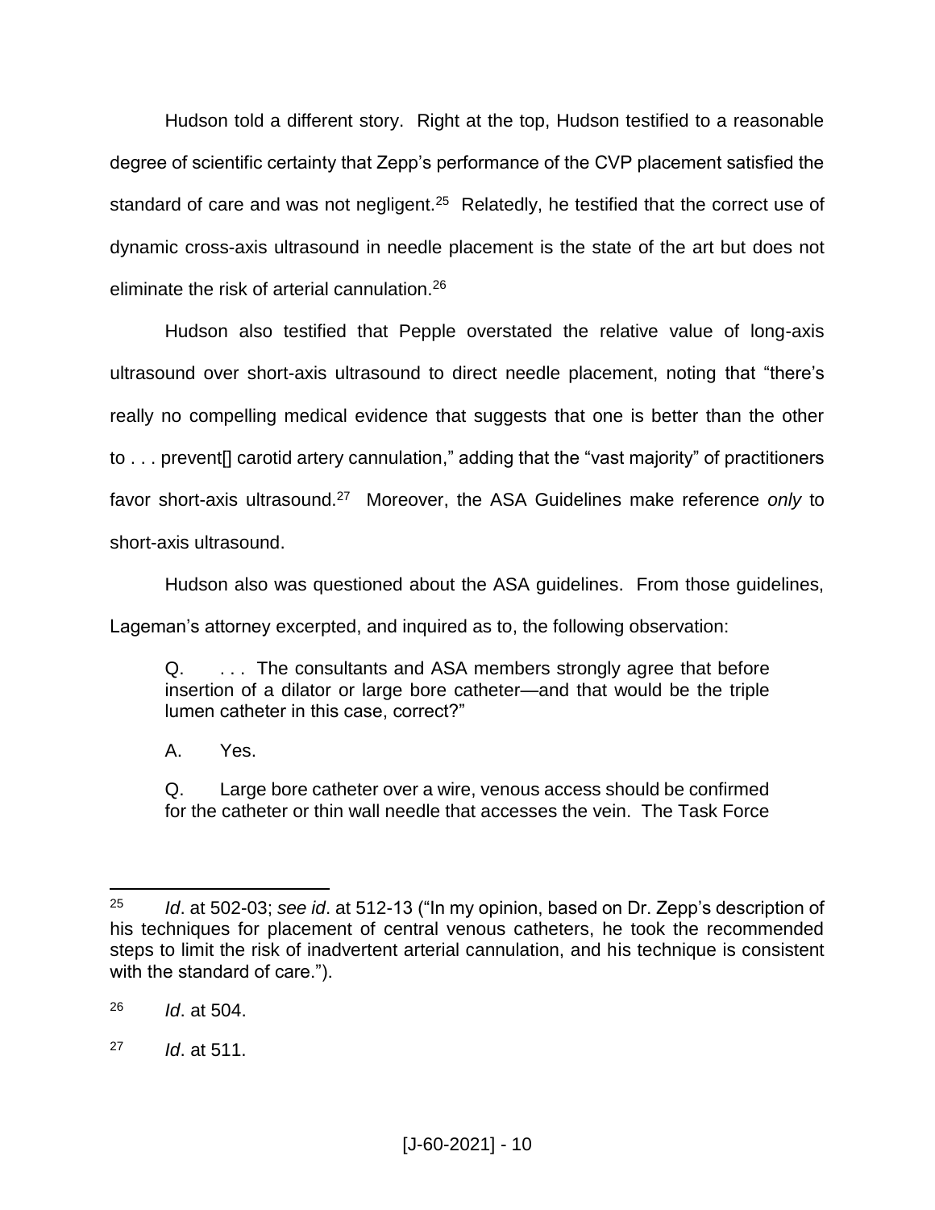Hudson told a different story. Right at the top, Hudson testified to a reasonable degree of scientific certainty that Zepp's performance of the CVP placement satisfied the standard of care and was not negligent.[25] Relatedly, he testified that the correct use of dynamic cross-axis ultrasound in needle placement is the state of the art but does not eliminate the risk of arterial cannulation.[26]

Hudson also testified that Pepple overstated the relative value of long-axis ultrasound over short-axis ultrasound to direct needle placement, noting that "there's really no compelling medical evidence that suggests that one is better than the other to . . . prevent[] carotid artery cannulation," adding that the "vast majority" of practitioners favor short-axis ultrasound.[27] Moreover, the ASA Guidelines make reference *only* to short-axis ultrasound.

Hudson also was questioned about the ASA guidelines. From those guidelines, Lageman's attorney excerpted, and inquired as to, the following observation:

> Q. . . . The consultants and ASA members strongly agree that before insertion of a dilator or large bore catheter—and that would be the triple lumen catheter in this case, correct?"
>
> A. Yes.
>
> Q. Large bore catheter over a wire, venous access should be confirmed for the catheter or thin wall needle that accesses the vein. The Task Force

---

[25] *Id*. at 502-03; *see id*. at 512-13 ("In my opinion, based on Dr. Zepp's description of his techniques for placement of central venous catheters, he took the recommended steps to limit the risk of inadvertent arterial cannulation, and his technique is consistent with the standard of care.").

[26] *Id*. at 504.

[27] *Id*. at 511.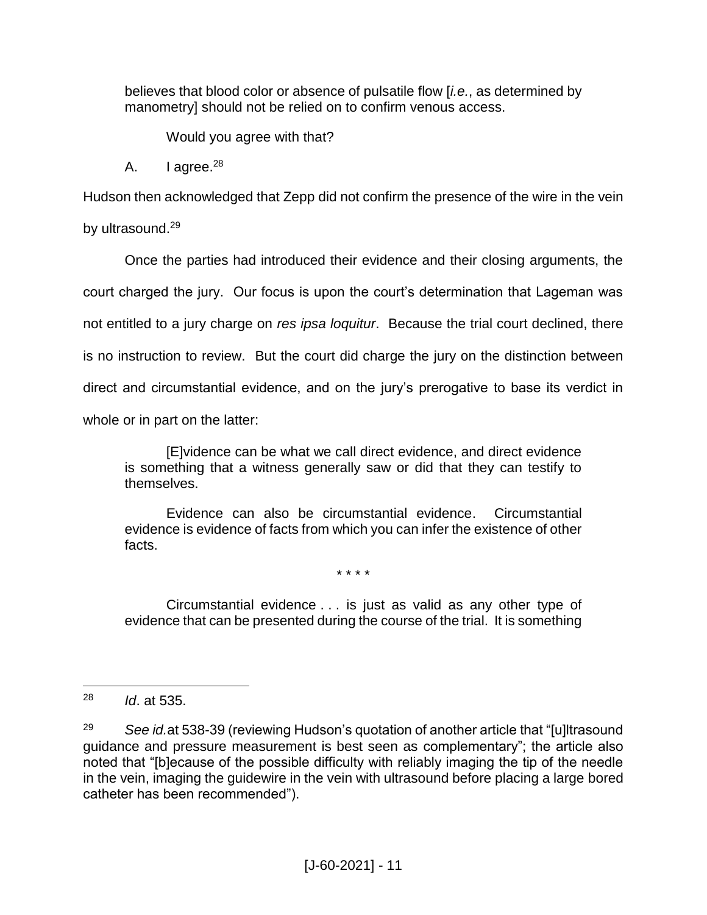> believes that blood color or absence of pulsatile flow [*i.e.*, as determined by manometry] should not be relied on to confirm venous access.
>
> Would you agree with that?
>
> A. I agree.[28]

Hudson then acknowledged that Zepp did not confirm the presence of the wire in the vein by ultrasound.[29]

Once the parties had introduced their evidence and their closing arguments, the court charged the jury. Our focus is upon the court's determination that Lageman was not entitled to a jury charge on *res ipsa loquitur*. Because the trial court declined, there is no instruction to review. But the court did charge the jury on the distinction between direct and circumstantial evidence, and on the jury's prerogative to base its verdict in whole or in part on the latter:

> [E]vidence can be what we call direct evidence, and direct evidence is something that a witness generally saw or did that they can testify to themselves.
>
> Evidence can also be circumstantial evidence. Circumstantial evidence is evidence of facts from which you can infer the existence of other facts.
>
> \* \* \* \*
>
> Circumstantial evidence . . . is just as valid as any other type of evidence that can be presented during the course of the trial. It is something

---

[28] *Id*. at 535.

[29] *See id.* at 538-39 (reviewing Hudson's quotation of another article that "[u]ltrasound guidance and pressure measurement is best seen as complementary"; the article also noted that "[b]ecause of the possible difficulty with reliably imaging the tip of the needle in the vein, imaging the guidewire in the vein with ultrasound before placing a large bored catheter has been recommended").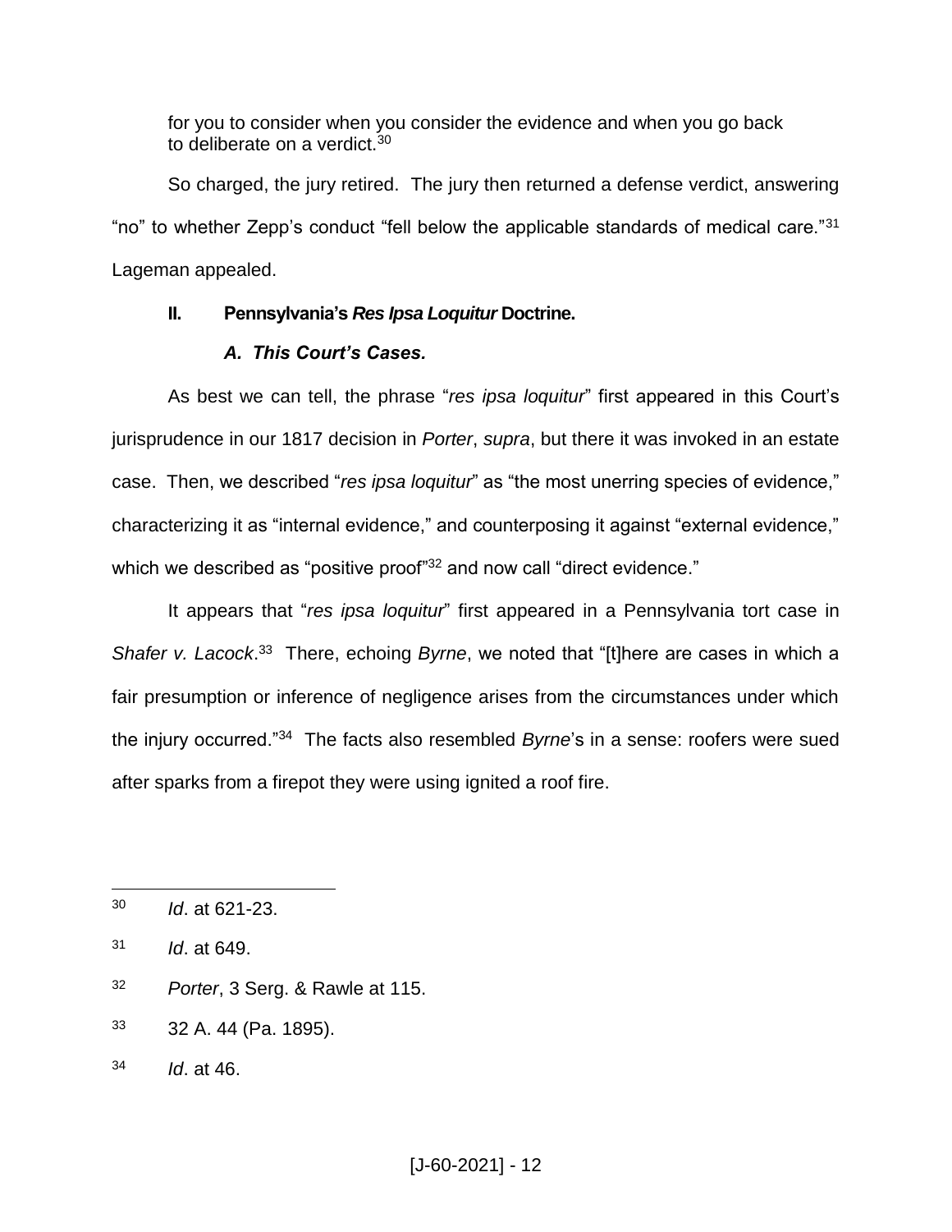for you to consider when you consider the evidence and when you go back to deliberate on a verdict.[30]

So charged, the jury retired. The jury then returned a defense verdict, answering "no" to whether Zepp's conduct "fell below the applicable standards of medical care."[31] Lageman appealed.

## II. Pennsylvania's *Res Ipsa Loquitur* Doctrine.

### *A. This Court's Cases.*

As best we can tell, the phrase "*res ipsa loquitur*" first appeared in this Court's jurisprudence in our 1817 decision in *Porter*, *supra*, but there it was invoked in an estate case. Then, we described "*res ipsa loquitur*" as "the most unerring species of evidence," characterizing it as "internal evidence," and counterposing it against "external evidence," which we described as "positive proof"[32] and now call "direct evidence."

It appears that "*res ipsa loquitur*" first appeared in a Pennsylvania tort case in *Shafer v. Lacock*.[33] There, echoing *Byrne*, we noted that "[t]here are cases in which a fair presumption or inference of negligence arises from the circumstances under which the injury occurred."[34] The facts also resembled *Byrne*'s in a sense: roofers were sued after sparks from a firepot they were using ignited a roof fire.

---

[30] *Id*. at 621-23.

[31] *Id*. at 649.

[32] *Porter*, 3 Serg. & Rawle at 115.

[33] 32 A. 44 (Pa. 1895).

[34] *Id*. at 46.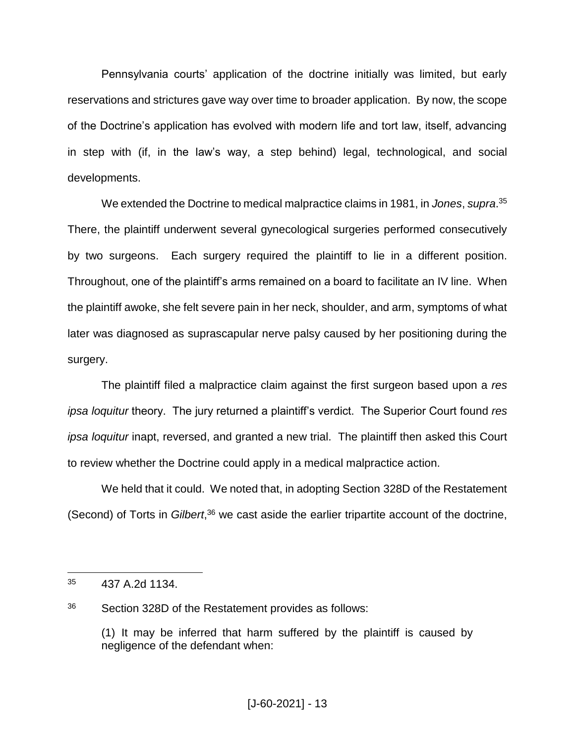Pennsylvania courts' application of the doctrine initially was limited, but early reservations and strictures gave way over time to broader application. By now, the scope of the Doctrine's application has evolved with modern life and tort law, itself, advancing in step with (if, in the law's way, a step behind) legal, technological, and social developments.

We extended the Doctrine to medical malpractice claims in 1981, in *Jones*, *supra*.[35] There, the plaintiff underwent several gynecological surgeries performed consecutively by two surgeons. Each surgery required the plaintiff to lie in a different position. Throughout, one of the plaintiff's arms remained on a board to facilitate an IV line. When the plaintiff awoke, she felt severe pain in her neck, shoulder, and arm, symptoms of what later was diagnosed as suprascapular nerve palsy caused by her positioning during the surgery.

The plaintiff filed a malpractice claim against the first surgeon based upon a *res ipsa loquitur* theory. The jury returned a plaintiff's verdict. The Superior Court found *res ipsa loquitur* inapt, reversed, and granted a new trial. The plaintiff then asked this Court to review whether the Doctrine could apply in a medical malpractice action.

We held that it could. We noted that, in adopting Section 328D of the Restatement (Second) of Torts in *Gilbert*,[36] we cast aside the earlier tripartite account of the doctrine,

---

[35] 437 A.2d 1134.

[36] Section 328D of the Restatement provides as follows:

> (1) It may be inferred that harm suffered by the plaintiff is caused by negligence of the defendant when: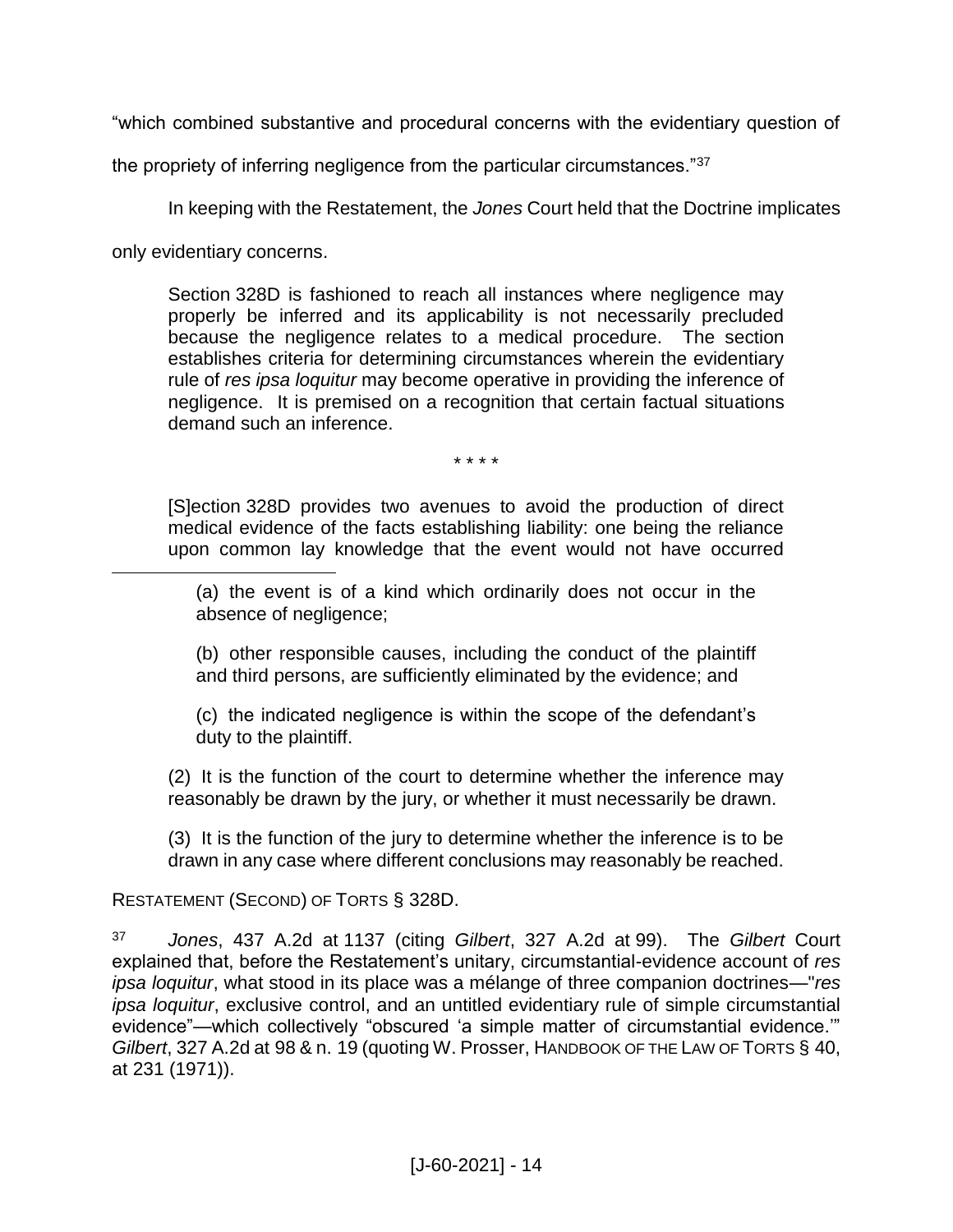"which combined substantive and procedural concerns with the evidentiary question of the propriety of inferring negligence from the particular circumstances."[37]

In keeping with the Restatement, the *Jones* Court held that the Doctrine implicates only evidentiary concerns.

> Section 328D is fashioned to reach all instances where negligence may properly be inferred and its applicability is not necessarily precluded because the negligence relates to a medical procedure. The section establishes criteria for determining circumstances wherein the evidentiary rule of *res ipsa loquitur* may become operative in providing the inference of negligence. It is premised on a recognition that certain factual situations demand such an inference.
>
> \* \* \* \*
>
> [S]ection 328D provides two avenues to avoid the production of direct medical evidence of the facts establishing liability: one being the reliance upon common lay knowledge that the event would not have occurred

---

> (a) the event is of a kind which ordinarily does not occur in the absence of negligence;
>
> (b) other responsible causes, including the conduct of the plaintiff and third persons, are sufficiently eliminated by the evidence; and
>
> (c) the indicated negligence is within the scope of the defendant's duty to the plaintiff.
>
> (2) It is the function of the court to determine whether the inference may reasonably be drawn by the jury, or whether it must necessarily be drawn.
>
> (3) It is the function of the jury to determine whether the inference is to be drawn in any case where different conclusions may reasonably be reached.

RESTATEMENT (SECOND) OF TORTS § 328D.

[37] *Jones*, 437 A.2d at 1137 (citing *Gilbert*, 327 A.2d at 99). The *Gilbert* Court explained that, before the Restatement's unitary, circumstantial-evidence account of *res ipsa loquitur*, what stood in its place was a mélange of three companion doctrines—"*res ipsa loquitur*, exclusive control, and an untitled evidentiary rule of simple circumstantial evidence"—which collectively "obscured 'a simple matter of circumstantial evidence.'" *Gilbert*, 327 A.2d at 98 & n. 19 (quoting W. Prosser, HANDBOOK OF THE LAW OF TORTS § 40, at 231 (1971)).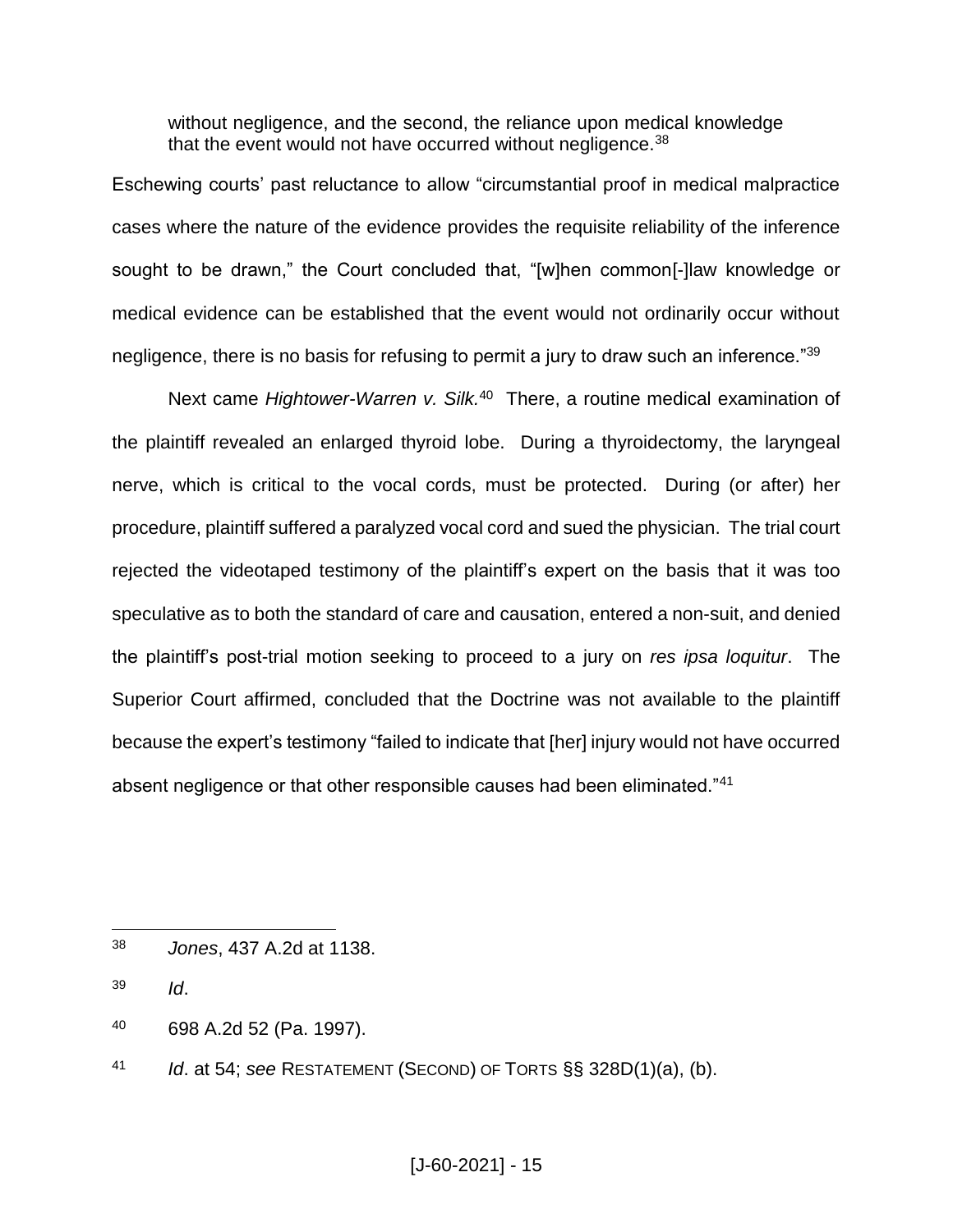> without negligence, and the second, the reliance upon medical knowledge that the event would not have occurred without negligence.[38]

Eschewing courts' past reluctance to allow "circumstantial proof in medical malpractice cases where the nature of the evidence provides the requisite reliability of the inference sought to be drawn," the Court concluded that, "[w]hen common[-]law knowledge or medical evidence can be established that the event would not ordinarily occur without negligence, there is no basis for refusing to permit a jury to draw such an inference."[39]

Next came *Hightower-Warren v. Silk.*[40] There, a routine medical examination of the plaintiff revealed an enlarged thyroid lobe. During a thyroidectomy, the laryngeal nerve, which is critical to the vocal cords, must be protected. During (or after) her procedure, plaintiff suffered a paralyzed vocal cord and sued the physician. The trial court rejected the videotaped testimony of the plaintiff's expert on the basis that it was too speculative as to both the standard of care and causation, entered a non-suit, and denied the plaintiff's post-trial motion seeking to proceed to a jury on *res ipsa loquitur*. The Superior Court affirmed, concluded that the Doctrine was not available to the plaintiff because the expert's testimony "failed to indicate that [her] injury would not have occurred absent negligence or that other responsible causes had been eliminated."[41]

---

[38] *Jones*, 437 A.2d at 1138.

[39] *Id*.

[40] 698 A.2d 52 (Pa. 1997).

[41] *Id*. at 54; *see* RESTATEMENT (SECOND) OF TORTS §§ 328D(1)(a), (b).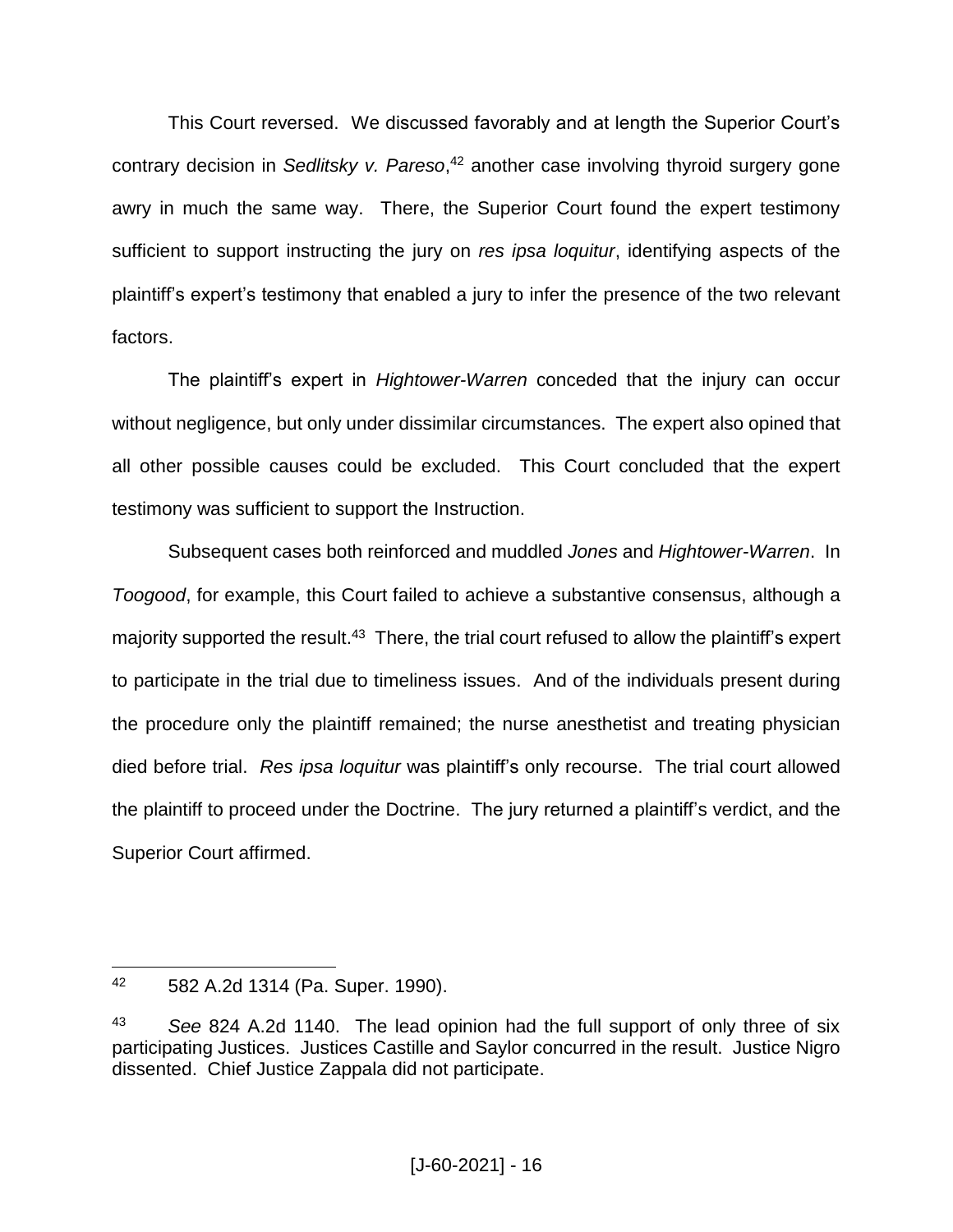This Court reversed. We discussed favorably and at length the Superior Court's contrary decision in *Sedlitsky v. Pareso*,[42] another case involving thyroid surgery gone awry in much the same way. There, the Superior Court found the expert testimony sufficient to support instructing the jury on *res ipsa loquitur*, identifying aspects of the plaintiff's expert's testimony that enabled a jury to infer the presence of the two relevant factors.

The plaintiff's expert in *Hightower-Warren* conceded that the injury can occur without negligence, but only under dissimilar circumstances. The expert also opined that all other possible causes could be excluded. This Court concluded that the expert testimony was sufficient to support the Instruction.

Subsequent cases both reinforced and muddled *Jones* and *Hightower-Warren*. In *Toogood*, for example, this Court failed to achieve a substantive consensus, although a majority supported the result.[43] There, the trial court refused to allow the plaintiff's expert to participate in the trial due to timeliness issues. And of the individuals present during the procedure only the plaintiff remained; the nurse anesthetist and treating physician died before trial. *Res ipsa loquitur* was plaintiff's only recourse. The trial court allowed the plaintiff to proceed under the Doctrine. The jury returned a plaintiff's verdict, and the Superior Court affirmed.

---

[42] 582 A.2d 1314 (Pa. Super. 1990).

[43] *See* 824 A.2d 1140. The lead opinion had the full support of only three of six participating Justices. Justices Castille and Saylor concurred in the result. Justice Nigro dissented. Chief Justice Zappala did not participate.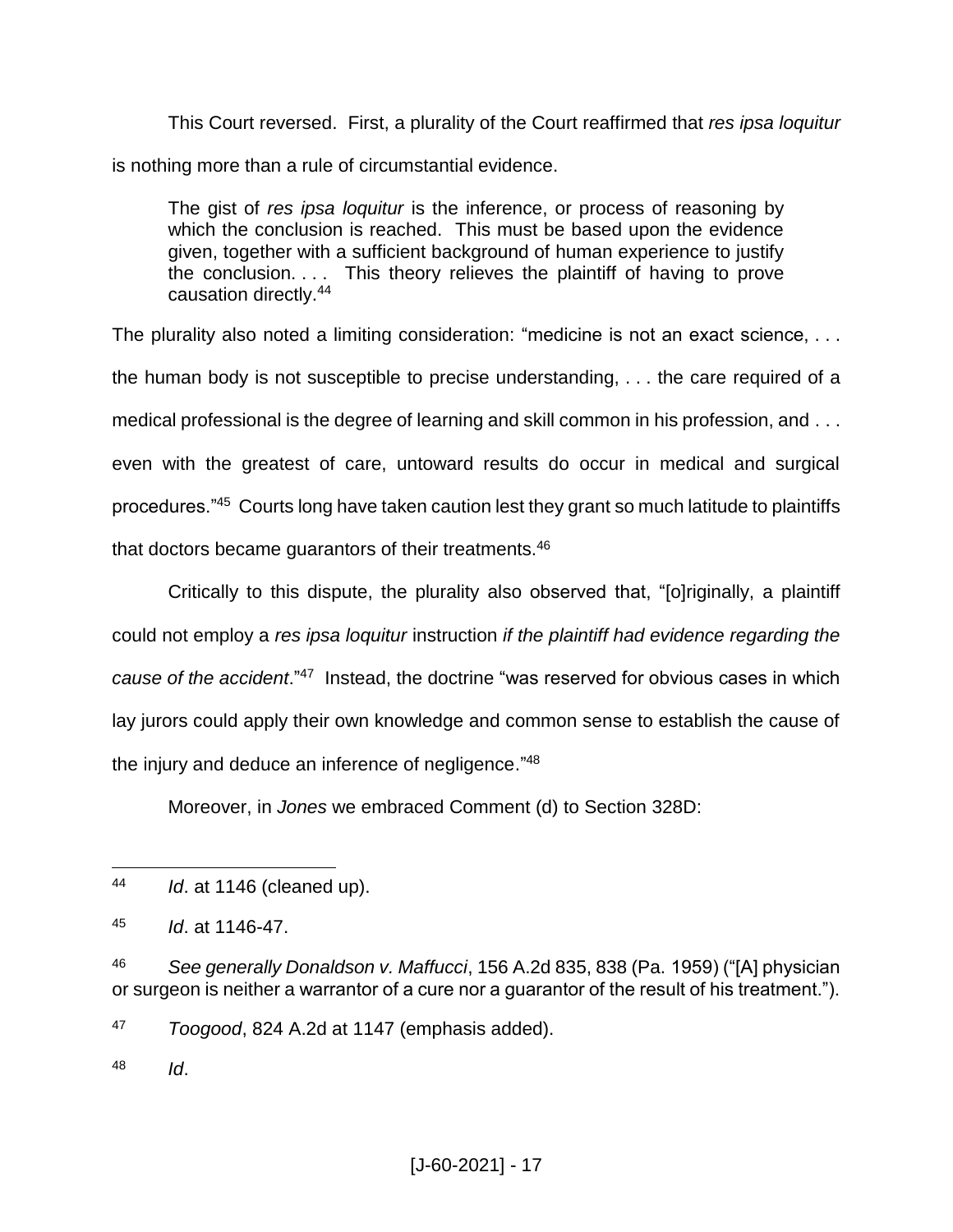This Court reversed. First, a plurality of the Court reaffirmed that *res ipsa loquitur* is nothing more than a rule of circumstantial evidence.

> The gist of *res ipsa loquitur* is the inference, or process of reasoning by which the conclusion is reached. This must be based upon the evidence given, together with a sufficient background of human experience to justify the conclusion. . . . This theory relieves the plaintiff of having to prove causation directly.[44]

The plurality also noted a limiting consideration: "medicine is not an exact science, . . . the human body is not susceptible to precise understanding, . . . the care required of a medical professional is the degree of learning and skill common in his profession, and . . . even with the greatest of care, untoward results do occur in medical and surgical procedures."[45] Courts long have taken caution lest they grant so much latitude to plaintiffs that doctors became guarantors of their treatments.[46]

Critically to this dispute, the plurality also observed that, "[o]riginally, a plaintiff could not employ a *res ipsa loquitur* instruction *if the plaintiff had evidence regarding the cause of the accident*."[47] Instead, the doctrine "was reserved for obvious cases in which lay jurors could apply their own knowledge and common sense to establish the cause of the injury and deduce an inference of negligence."[48]

Moreover, in *Jones* we embraced Comment (d) to Section 328D:

---

[44] *Id*. at 1146 (cleaned up).

[45] *Id*. at 1146-47.

[46] *See generally Donaldson v. Maffucci*, 156 A.2d 835, 838 (Pa. 1959) ("[A] physician or surgeon is neither a warrantor of a cure nor a guarantor of the result of his treatment.").

[47] *Toogood*, 824 A.2d at 1147 (emphasis added).

[48] *Id*.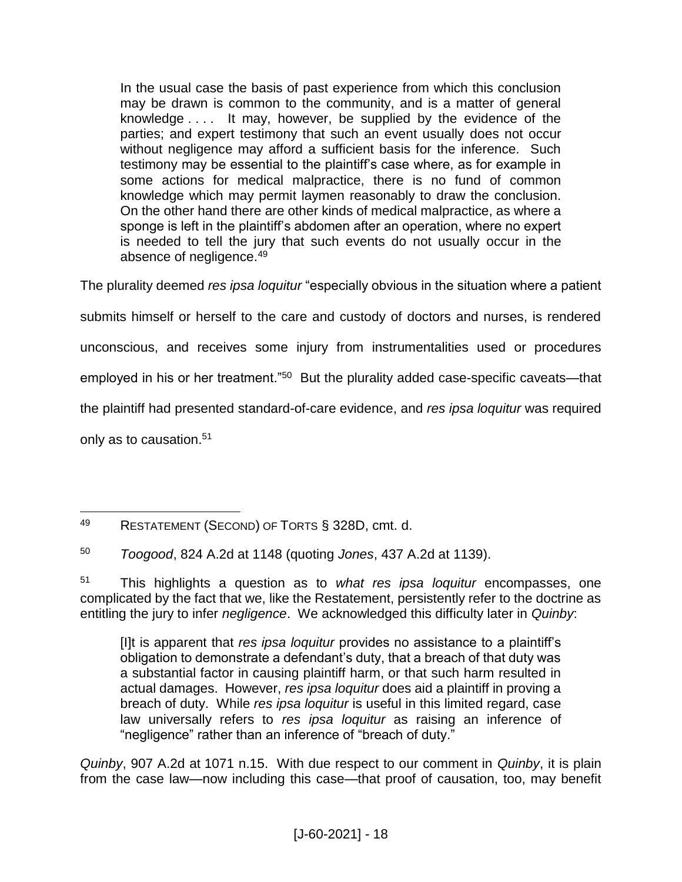> In the usual case the basis of past experience from which this conclusion may be drawn is common to the community, and is a matter of general knowledge . . . . It may, however, be supplied by the evidence of the parties; and expert testimony that such an event usually does not occur without negligence may afford a sufficient basis for the inference. Such testimony may be essential to the plaintiff's case where, as for example in some actions for medical malpractice, there is no fund of common knowledge which may permit laymen reasonably to draw the conclusion. On the other hand there are other kinds of medical malpractice, as where a sponge is left in the plaintiff's abdomen after an operation, where no expert is needed to tell the jury that such events do not usually occur in the absence of negligence.[49]

The plurality deemed *res ipsa loquitur* "especially obvious in the situation where a patient submits himself or herself to the care and custody of doctors and nurses, is rendered unconscious, and receives some injury from instrumentalities used or procedures employed in his or her treatment."[50] But the plurality added case-specific caveats—that the plaintiff had presented standard-of-care evidence, and *res ipsa loquitur* was required only as to causation.[51]

---

[49] RESTATEMENT (SECOND) OF TORTS § 328D, cmt. d.

[50] *Toogood*, 824 A.2d at 1148 (quoting *Jones*, 437 A.2d at 1139).

[51] This highlights a question as to *what res ipsa loquitur* encompasses, one complicated by the fact that we, like the Restatement, persistently refer to the doctrine as entitling the jury to infer *negligence*. We acknowledged this difficulty later in *Quinby*:

> [I]t is apparent that *res ipsa loquitur* provides no assistance to a plaintiff's obligation to demonstrate a defendant's duty, that a breach of that duty was a substantial factor in causing plaintiff harm, or that such harm resulted in actual damages. However, *res ipsa loquitur* does aid a plaintiff in proving a breach of duty. While *res ipsa loquitur* is useful in this limited regard, case law universally refers to *res ipsa loquitur* as raising an inference of "negligence" rather than an inference of "breach of duty."

*Quinby*, 907 A.2d at 1071 n.15. With due respect to our comment in *Quinby*, it is plain from the case law—now including this case—that proof of causation, too, may benefit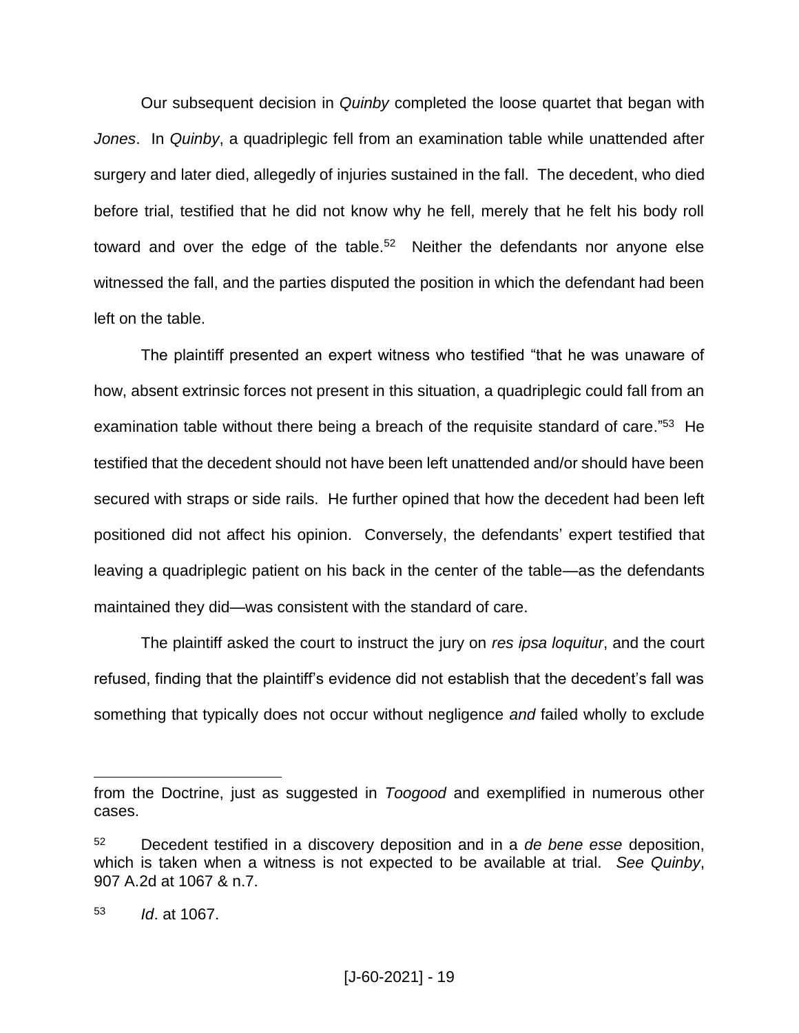Our subsequent decision in *Quinby* completed the loose quartet that began with *Jones*. In *Quinby*, a quadriplegic fell from an examination table while unattended after surgery and later died, allegedly of injuries sustained in the fall. The decedent, who died before trial, testified that he did not know why he fell, merely that he felt his body roll toward and over the edge of the table.[52] Neither the defendants nor anyone else witnessed the fall, and the parties disputed the position in which the defendant had been left on the table.

The plaintiff presented an expert witness who testified "that he was unaware of how, absent extrinsic forces not present in this situation, a quadriplegic could fall from an examination table without there being a breach of the requisite standard of care."[53] He testified that the decedent should not have been left unattended and/or should have been secured with straps or side rails. He further opined that how the decedent had been left positioned did not affect his opinion. Conversely, the defendants' expert testified that leaving a quadriplegic patient on his back in the center of the table—as the defendants maintained they did—was consistent with the standard of care.

The plaintiff asked the court to instruct the jury on *res ipsa loquitur*, and the court refused, finding that the plaintiff's evidence did not establish that the decedent's fall was something that typically does not occur without negligence *and* failed wholly to exclude

---

from the Doctrine, just as suggested in *Toogood* and exemplified in numerous other cases.

[52] Decedent testified in a discovery deposition and in a *de bene esse* deposition, which is taken when a witness is not expected to be available at trial. *See Quinby*, 907 A.2d at 1067 & n.7.

[53] *Id*. at 1067.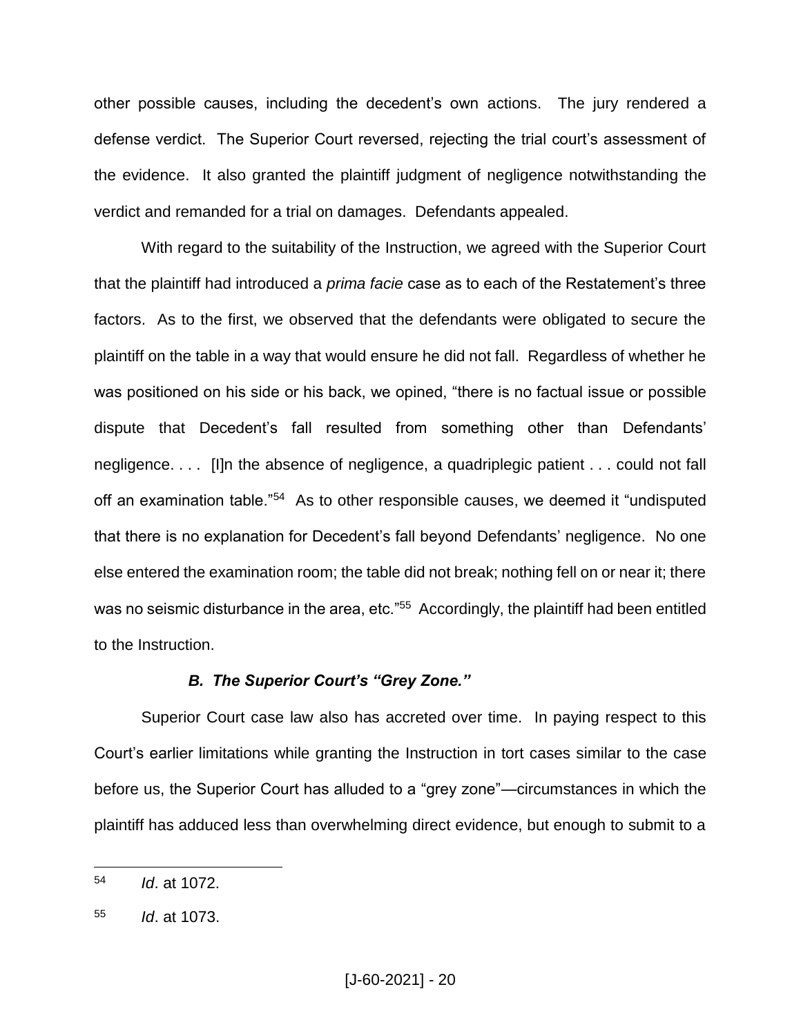other possible causes, including the decedent's own actions. The jury rendered a defense verdict. The Superior Court reversed, rejecting the trial court's assessment of the evidence. It also granted the plaintiff judgment of negligence notwithstanding the verdict and remanded for a trial on damages. Defendants appealed.

With regard to the suitability of the Instruction, we agreed with the Superior Court that the plaintiff had introduced a *prima facie* case as to each of the Restatement's three factors. As to the first, we observed that the defendants were obligated to secure the plaintiff on the table in a way that would ensure he did not fall. Regardless of whether he was positioned on his side or his back, we opined, "there is no factual issue or possible dispute that Decedent's fall resulted from something other than Defendants' negligence. . . . [I]n the absence of negligence, a quadriplegic patient . . . could not fall off an examination table."[54] As to other responsible causes, we deemed it "undisputed that there is no explanation for Decedent's fall beyond Defendants' negligence. No one else entered the examination room; the table did not break; nothing fell on or near it; there was no seismic disturbance in the area, etc."[55] Accordingly, the plaintiff had been entitled to the Instruction.

### *B. The Superior Court's "Grey Zone."*

Superior Court case law also has accreted over time. In paying respect to this Court's earlier limitations while granting the Instruction in tort cases similar to the case before us, the Superior Court has alluded to a "grey zone"—circumstances in which the plaintiff has adduced less than overwhelming direct evidence, but enough to submit to a

---

54 *Id*. at 1072.

55 *Id*. at 1073.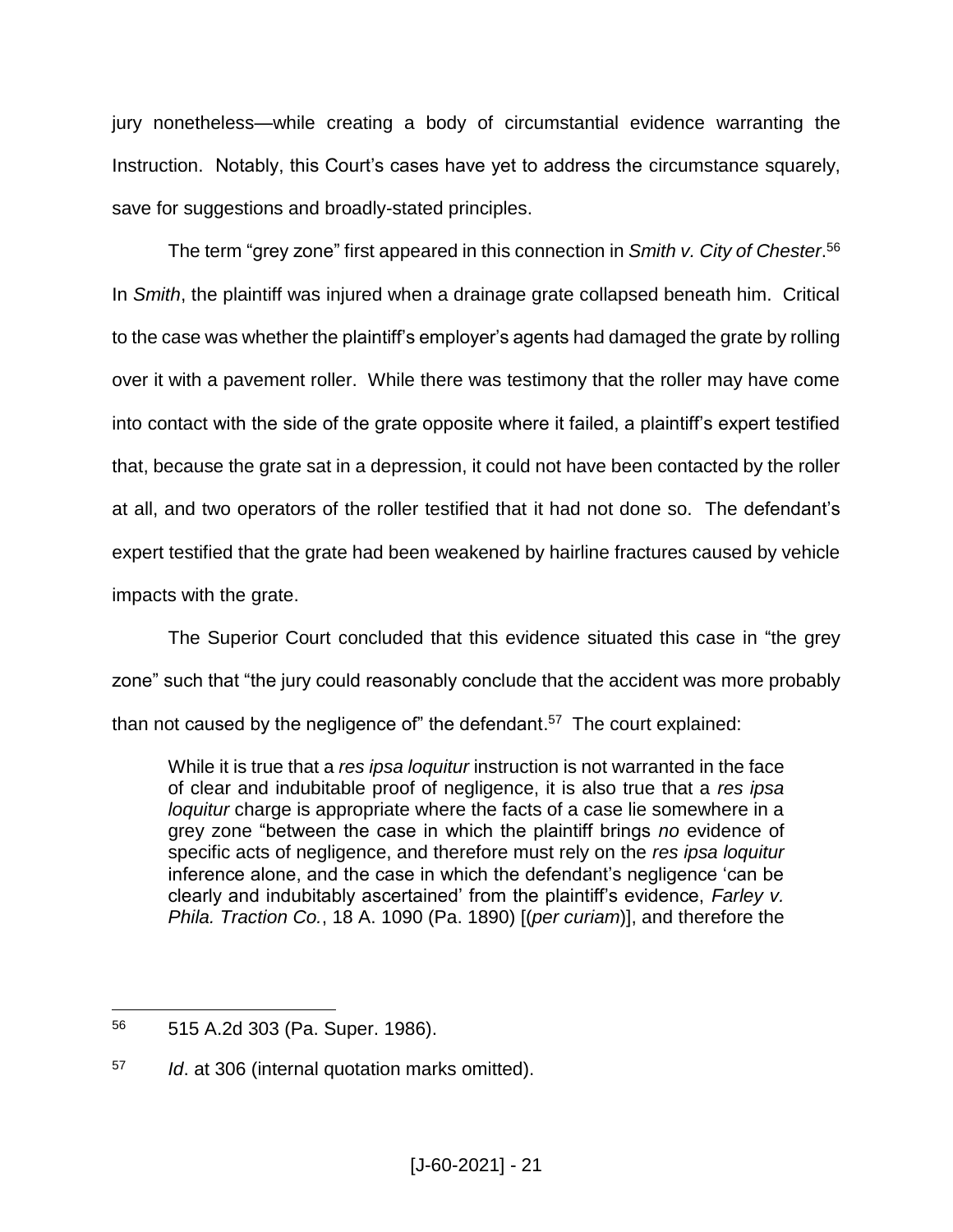jury nonetheless—while creating a body of circumstantial evidence warranting the Instruction. Notably, this Court's cases have yet to address the circumstance squarely, save for suggestions and broadly-stated principles.

The term "grey zone" first appeared in this connection in *Smith v. City of Chester*.[56] In *Smith*, the plaintiff was injured when a drainage grate collapsed beneath him. Critical to the case was whether the plaintiff's employer's agents had damaged the grate by rolling over it with a pavement roller. While there was testimony that the roller may have come into contact with the side of the grate opposite where it failed, a plaintiff's expert testified that, because the grate sat in a depression, it could not have been contacted by the roller at all, and two operators of the roller testified that it had not done so. The defendant's expert testified that the grate had been weakened by hairline fractures caused by vehicle impacts with the grate.

The Superior Court concluded that this evidence situated this case in "the grey zone" such that "the jury could reasonably conclude that the accident was more probably than not caused by the negligence of" the defendant.[57] The court explained:

> While it is true that a *res ipsa loquitur* instruction is not warranted in the face of clear and indubitable proof of negligence, it is also true that a *res ipsa loquitur* charge is appropriate where the facts of a case lie somewhere in a grey zone "between the case in which the plaintiff brings *no* evidence of specific acts of negligence, and therefore must rely on the *res ipsa loquitur* inference alone, and the case in which the defendant's negligence 'can be clearly and indubitably ascertained' from the plaintiff's evidence, *Farley v. Phila. Traction Co.*, 18 A. 1090 (Pa. 1890) [(*per curiam*)], and therefore the

---

[56] 515 A.2d 303 (Pa. Super. 1986).

[57] *Id*. at 306 (internal quotation marks omitted).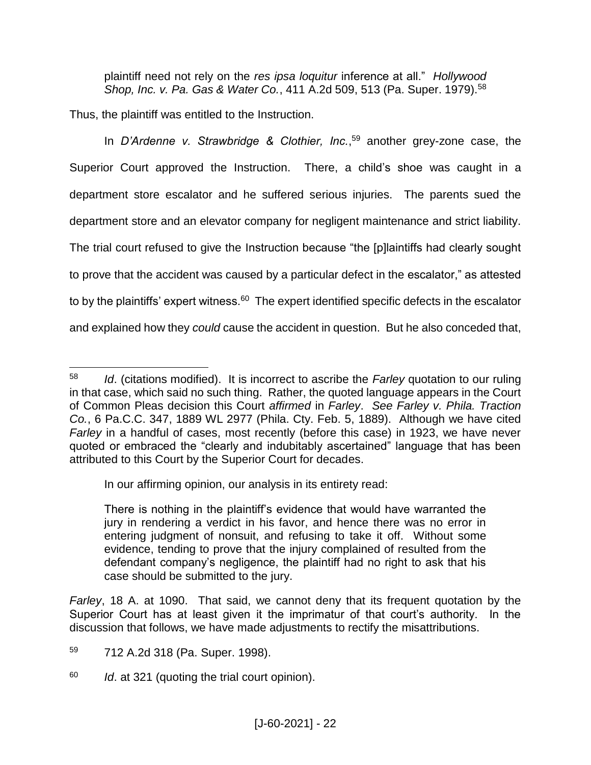plaintiff need not rely on the *res ipsa loquitur* inference at all." *Hollywood Shop, Inc. v. Pa. Gas & Water Co.*, 411 A.2d 509, 513 (Pa. Super. 1979).[58]

Thus, the plaintiff was entitled to the Instruction.

In *D'Ardenne v. Strawbridge & Clothier, Inc.*,[59] another grey-zone case, the Superior Court approved the Instruction. There, a child's shoe was caught in a department store escalator and he suffered serious injuries. The parents sued the department store and an elevator company for negligent maintenance and strict liability. The trial court refused to give the Instruction because "the [p]laintiffs had clearly sought to prove that the accident was caused by a particular defect in the escalator," as attested to by the plaintiffs' expert witness.[60] The expert identified specific defects in the escalator and explained how they *could* cause the accident in question. But he also conceded that,

---

[58] *Id*. (citations modified). It is incorrect to ascribe the *Farley* quotation to our ruling in that case, which said no such thing. Rather, the quoted language appears in the Court of Common Pleas decision this Court *affirmed* in *Farley*. *See Farley v. Phila. Traction Co.*, 6 Pa.C.C. 347, 1889 WL 2977 (Phila. Cty. Feb. 5, 1889). Although we have cited *Farley* in a handful of cases, most recently (before this case) in 1923, we have never quoted or embraced the "clearly and indubitably ascertained" language that has been attributed to this Court by the Superior Court for decades.

In our affirming opinion, our analysis in its entirety read:

> There is nothing in the plaintiff's evidence that would have warranted the jury in rendering a verdict in his favor, and hence there was no error in entering judgment of nonsuit, and refusing to take it off. Without some evidence, tending to prove that the injury complained of resulted from the defendant company's negligence, the plaintiff had no right to ask that his case should be submitted to the jury.

*Farley*, 18 A. at 1090. That said, we cannot deny that its frequent quotation by the Superior Court has at least given it the imprimatur of that court's authority. In the discussion that follows, we have made adjustments to rectify the misattributions.

[59] 712 A.2d 318 (Pa. Super. 1998).

[60] *Id*. at 321 (quoting the trial court opinion).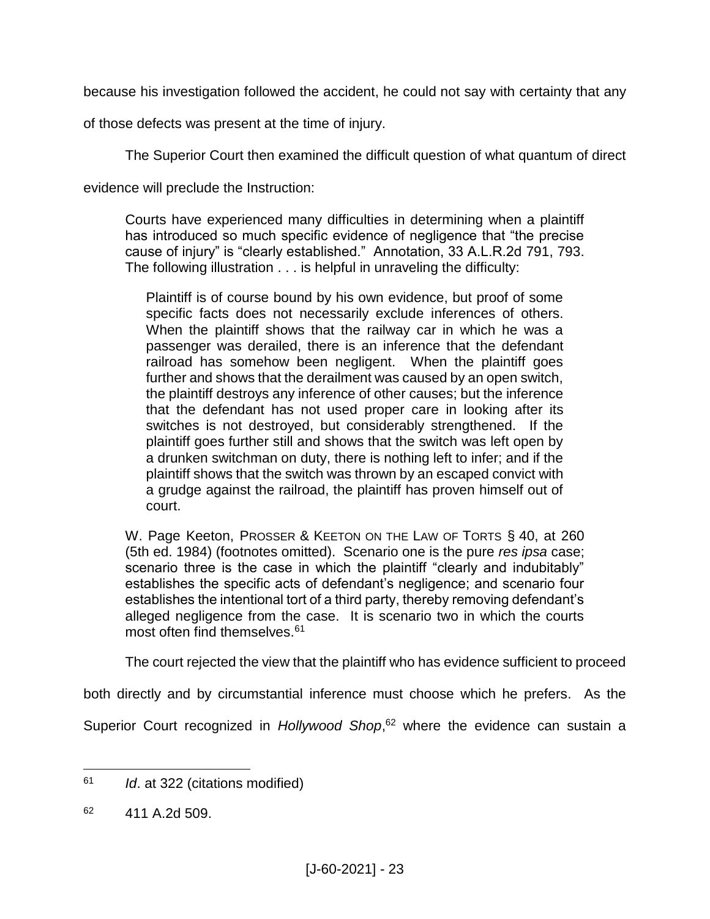because his investigation followed the accident, he could not say with certainty that any of those defects was present at the time of injury.

The Superior Court then examined the difficult question of what quantum of direct evidence will preclude the Instruction:

> Courts have experienced many difficulties in determining when a plaintiff has introduced so much specific evidence of negligence that "the precise cause of injury" is "clearly established." Annotation, 33 A.L.R.2d 791, 793. The following illustration . . . is helpful in unraveling the difficulty:
>
> > Plaintiff is of course bound by his own evidence, but proof of some specific facts does not necessarily exclude inferences of others. When the plaintiff shows that the railway car in which he was a passenger was derailed, there is an inference that the defendant railroad has somehow been negligent. When the plaintiff goes further and shows that the derailment was caused by an open switch, the plaintiff destroys any inference of other causes; but the inference that the defendant has not used proper care in looking after its switches is not destroyed, but considerably strengthened. If the plaintiff goes further still and shows that the switch was left open by a drunken switchman on duty, there is nothing left to infer; and if the plaintiff shows that the switch was thrown by an escaped convict with a grudge against the railroad, the plaintiff has proven himself out of court.
>
> W. Page Keeton, PROSSER & KEETON ON THE LAW OF TORTS § 40, at 260 (5th ed. 1984) (footnotes omitted). Scenario one is the pure *res ipsa* case; scenario three is the case in which the plaintiff "clearly and indubitably" establishes the specific acts of defendant's negligence; and scenario four establishes the intentional tort of a third party, thereby removing defendant's alleged negligence from the case. It is scenario two in which the courts most often find themselves.[61]

The court rejected the view that the plaintiff who has evidence sufficient to proceed both directly and by circumstantial inference must choose which he prefers. As the Superior Court recognized in *Hollywood Shop*,[62] where the evidence can sustain a

---

[61] *Id*. at 322 (citations modified)

[62] 411 A.2d 509.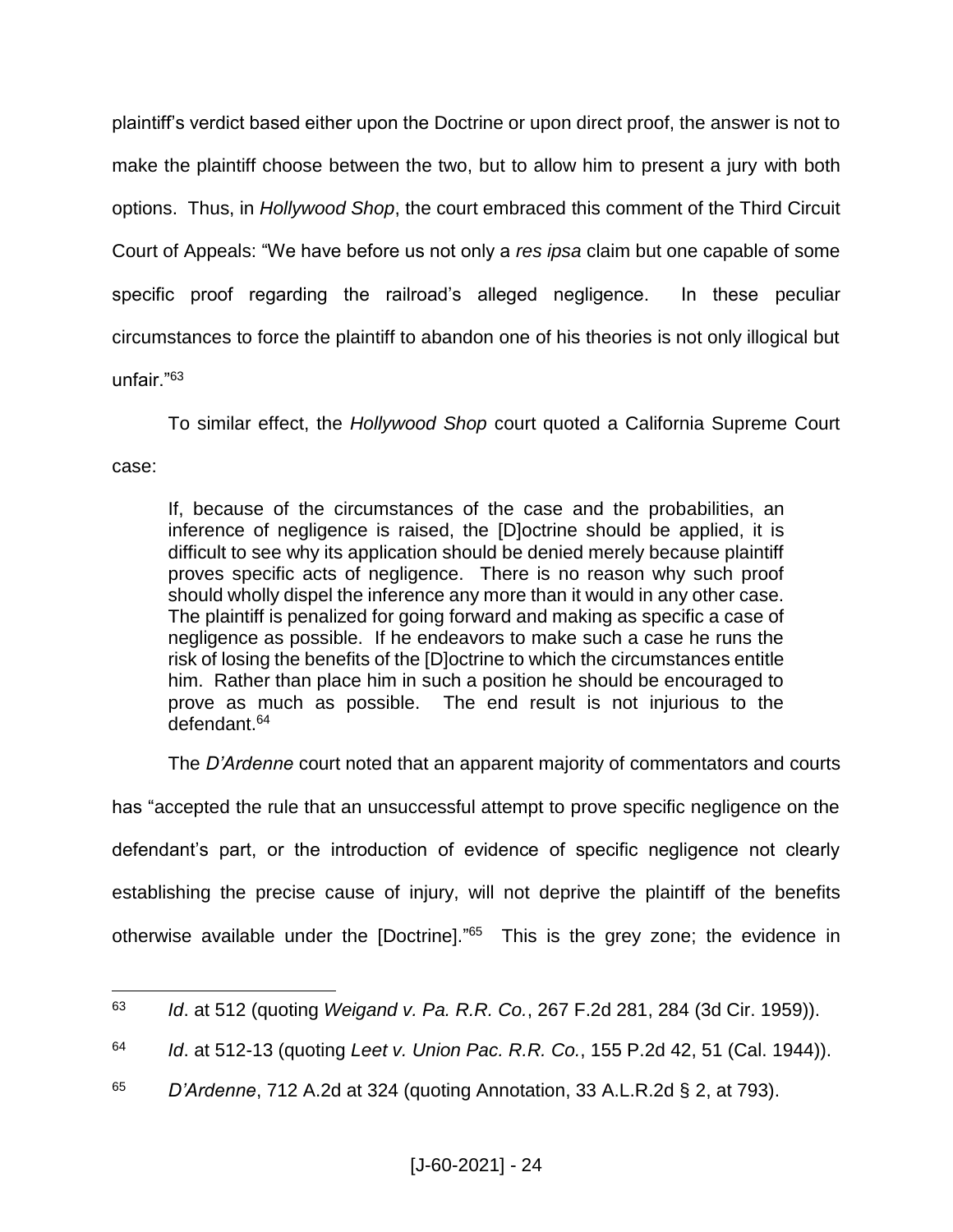plaintiff's verdict based either upon the Doctrine or upon direct proof, the answer is not to make the plaintiff choose between the two, but to allow him to present a jury with both options. Thus, in *Hollywood Shop*, the court embraced this comment of the Third Circuit Court of Appeals: "We have before us not only a *res ipsa* claim but one capable of some specific proof regarding the railroad's alleged negligence. In these peculiar circumstances to force the plaintiff to abandon one of his theories is not only illogical but unfair."[63]

To similar effect, the *Hollywood Shop* court quoted a California Supreme Court case:

> If, because of the circumstances of the case and the probabilities, an inference of negligence is raised, the [D]octrine should be applied, it is difficult to see why its application should be denied merely because plaintiff proves specific acts of negligence. There is no reason why such proof should wholly dispel the inference any more than it would in any other case. The plaintiff is penalized for going forward and making as specific a case of negligence as possible. If he endeavors to make such a case he runs the risk of losing the benefits of the [D]octrine to which the circumstances entitle him. Rather than place him in such a position he should be encouraged to prove as much as possible. The end result is not injurious to the defendant.[64]

The *D'Ardenne* court noted that an apparent majority of commentators and courts has "accepted the rule that an unsuccessful attempt to prove specific negligence on the defendant's part, or the introduction of evidence of specific negligence not clearly establishing the precise cause of injury, will not deprive the plaintiff of the benefits otherwise available under the [Doctrine]."[65] This is the grey zone; the evidence in

---

[63] *Id*. at 512 (quoting *Weigand v. Pa. R.R. Co.*, 267 F.2d 281, 284 (3d Cir. 1959)).

[64] *Id*. at 512-13 (quoting *Leet v. Union Pac. R.R. Co.*, 155 P.2d 42, 51 (Cal. 1944)).

[65] *D'Ardenne*, 712 A.2d at 324 (quoting Annotation, 33 A.L.R.2d § 2, at 793).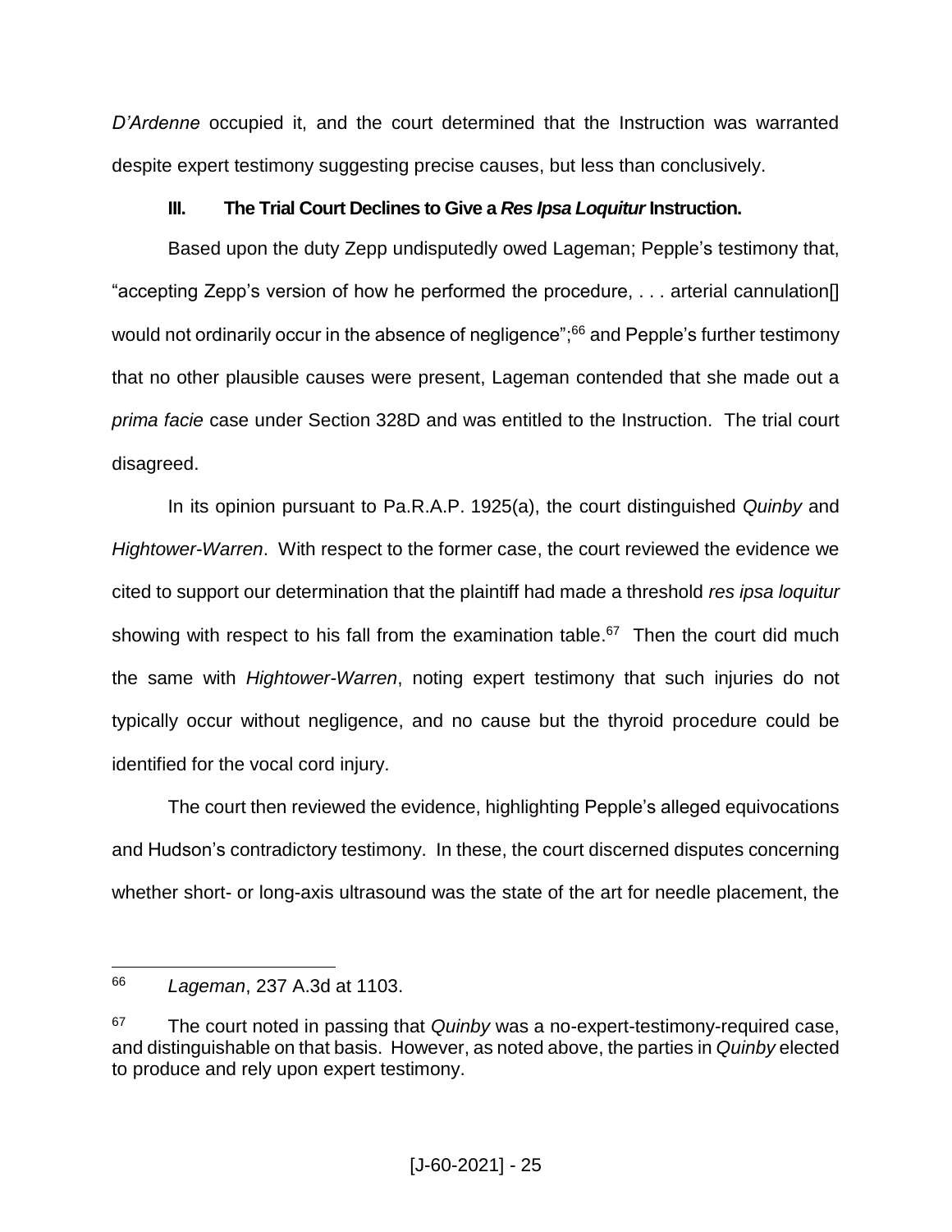*D'Ardenne* occupied it, and the court determined that the Instruction was warranted despite expert testimony suggesting precise causes, but less than conclusively.

### III. The Trial Court Declines to Give a *Res Ipsa Loquitur* Instruction.

Based upon the duty Zepp undisputedly owed Lageman; Pepple's testimony that, "accepting Zepp's version of how he performed the procedure, . . . arterial cannulation[] would not ordinarily occur in the absence of negligence";[66] and Pepple's further testimony that no other plausible causes were present, Lageman contended that she made out a *prima facie* case under Section 328D and was entitled to the Instruction. The trial court disagreed.

In its opinion pursuant to Pa.R.A.P. 1925(a), the court distinguished *Quinby* and *Hightower-Warren*. With respect to the former case, the court reviewed the evidence we cited to support our determination that the plaintiff had made a threshold *res ipsa loquitur* showing with respect to his fall from the examination table.[67] Then the court did much the same with *Hightower-Warren*, noting expert testimony that such injuries do not typically occur without negligence, and no cause but the thyroid procedure could be identified for the vocal cord injury.

The court then reviewed the evidence, highlighting Pepple's alleged equivocations and Hudson's contradictory testimony. In these, the court discerned disputes concerning whether short- or long-axis ultrasound was the state of the art for needle placement, the

---

[66] *Lageman*, 237 A.3d at 1103.

[67] The court noted in passing that *Quinby* was a no-expert-testimony-required case, and distinguishable on that basis. However, as noted above, the parties in *Quinby* elected to produce and rely upon expert testimony.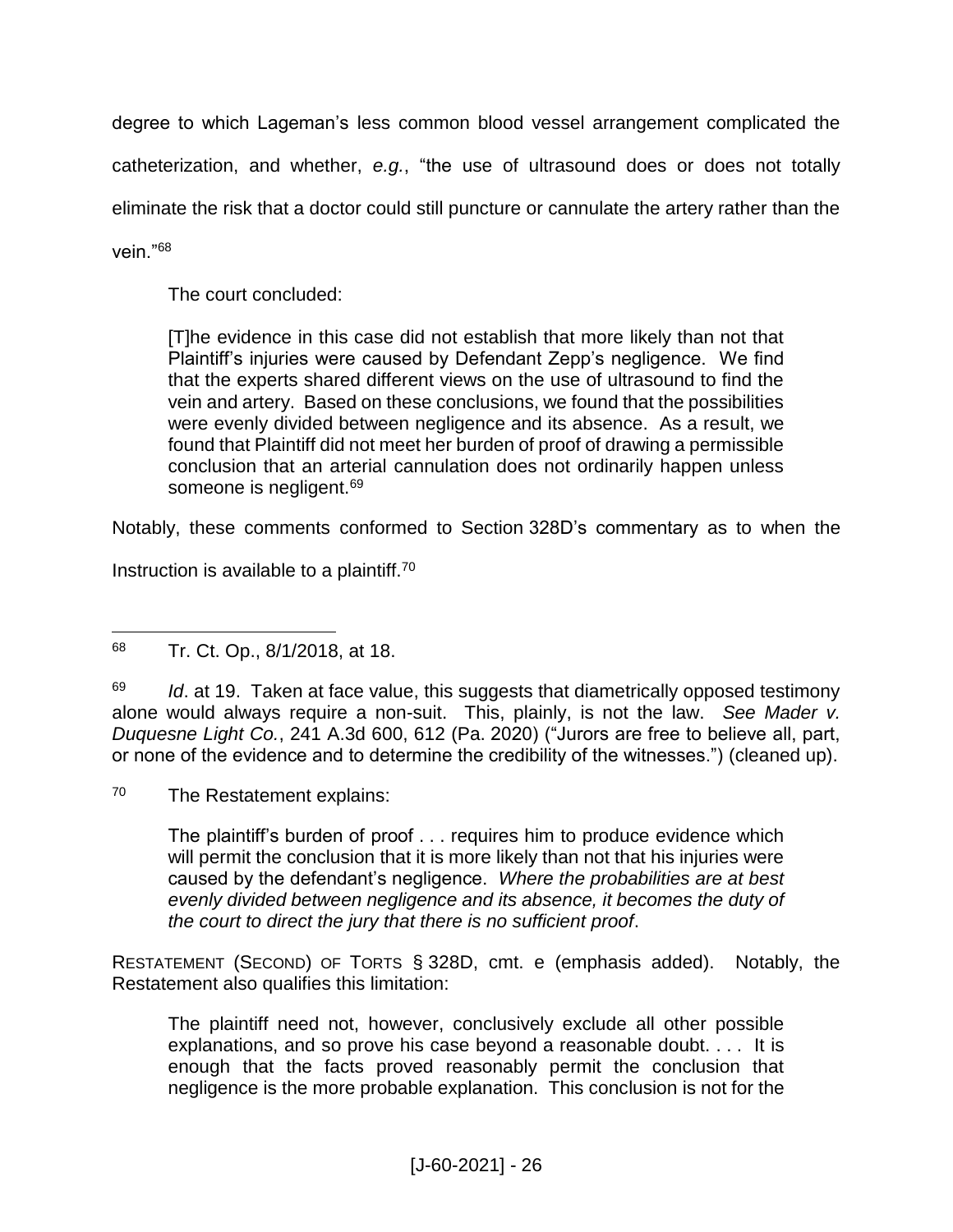degree to which Lageman's less common blood vessel arrangement complicated the catheterization, and whether, *e.g.*, "the use of ultrasound does or does not totally eliminate the risk that a doctor could still puncture or cannulate the artery rather than the vein."[68]

The court concluded:

> [T]he evidence in this case did not establish that more likely than not that Plaintiff's injuries were caused by Defendant Zepp's negligence. We find that the experts shared different views on the use of ultrasound to find the vein and artery. Based on these conclusions, we found that the possibilities were evenly divided between negligence and its absence. As a result, we found that Plaintiff did not meet her burden of proof of drawing a permissible conclusion that an arterial cannulation does not ordinarily happen unless someone is negligent.[69]

Notably, these comments conformed to Section 328D's commentary as to when the Instruction is available to a plaintiff.[70]

---

[68] Tr. Ct. Op., 8/1/2018, at 18.

[69] *Id*. at 19. Taken at face value, this suggests that diametrically opposed testimony alone would always require a non-suit. This, plainly, is not the law. *See Mader v. Duquesne Light Co.*, 241 A.3d 600, 612 (Pa. 2020) ("Jurors are free to believe all, part, or none of the evidence and to determine the credibility of the witnesses.") (cleaned up).

[70] The Restatement explains:

> The plaintiff's burden of proof . . . requires him to produce evidence which will permit the conclusion that it is more likely than not that his injuries were caused by the defendant's negligence. *Where the probabilities are at best evenly divided between negligence and its absence, it becomes the duty of the court to direct the jury that there is no sufficient proof*.

RESTATEMENT (SECOND) OF TORTS § 328D, cmt. e (emphasis added). Notably, the Restatement also qualifies this limitation:

> The plaintiff need not, however, conclusively exclude all other possible explanations, and so prove his case beyond a reasonable doubt. . . . It is enough that the facts proved reasonably permit the conclusion that negligence is the more probable explanation. This conclusion is not for the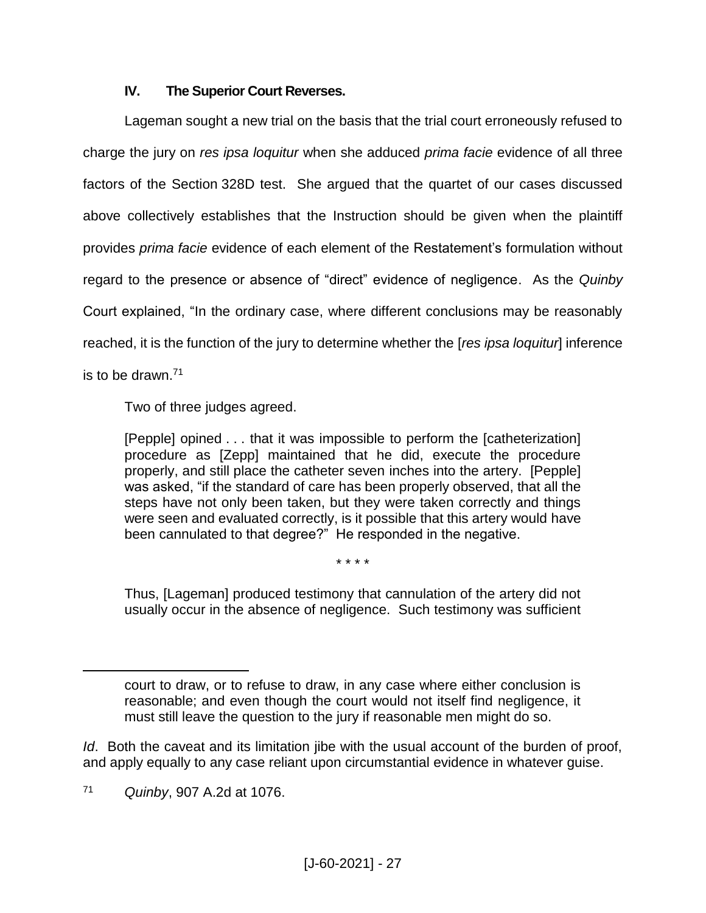### IV. The Superior Court Reverses.

Lageman sought a new trial on the basis that the trial court erroneously refused to charge the jury on *res ipsa loquitur* when she adduced *prima facie* evidence of all three factors of the Section 328D test. She argued that the quartet of our cases discussed above collectively establishes that the Instruction should be given when the plaintiff provides *prima facie* evidence of each element of the Restatement's formulation without regard to the presence or absence of "direct" evidence of negligence. As the *Quinby* Court explained, "In the ordinary case, where different conclusions may be reasonably reached, it is the function of the jury to determine whether the [*res ipsa loquitur*] inference is to be drawn.[71]

Two of three judges agreed.

> [Pepple] opined . . . that it was impossible to perform the [catheterization] procedure as [Zepp] maintained that he did, execute the procedure properly, and still place the catheter seven inches into the artery. [Pepple] was asked, "if the standard of care has been properly observed, that all the steps have not only been taken, but they were taken correctly and things were seen and evaluated correctly, is it possible that this artery would have been cannulated to that degree?" He responded in the negative.
>
> \* \* \* \*
>
> Thus, [Lageman] produced testimony that cannulation of the artery did not usually occur in the absence of negligence. Such testimony was sufficient

---

> court to draw, or to refuse to draw, in any case where either conclusion is reasonable; and even though the court would not itself find negligence, it must still leave the question to the jury if reasonable men might do so.

*Id*. Both the caveat and its limitation jibe with the usual account of the burden of proof, and apply equally to any case reliant upon circumstantial evidence in whatever guise.

[71] *Quinby*, 907 A.2d at 1076.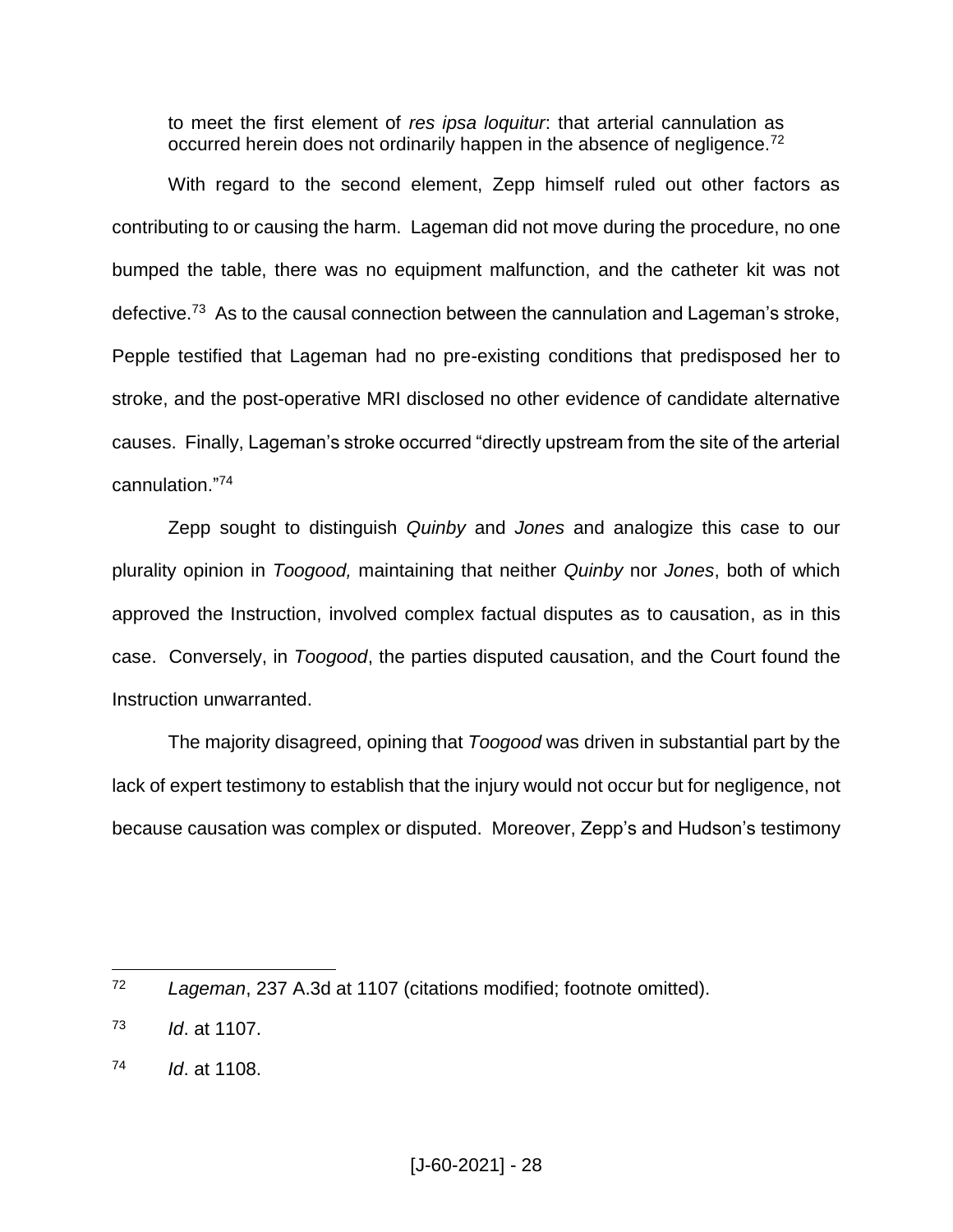> to meet the first element of *res ipsa loquitur*: that arterial cannulation as occurred herein does not ordinarily happen in the absence of negligence.[72]

With regard to the second element, Zepp himself ruled out other factors as contributing to or causing the harm. Lageman did not move during the procedure, no one bumped the table, there was no equipment malfunction, and the catheter kit was not defective.[73] As to the causal connection between the cannulation and Lageman's stroke, Pepple testified that Lageman had no pre-existing conditions that predisposed her to stroke, and the post-operative MRI disclosed no other evidence of candidate alternative causes. Finally, Lageman's stroke occurred "directly upstream from the site of the arterial cannulation."[74]

Zepp sought to distinguish *Quinby* and *Jones* and analogize this case to our plurality opinion in *Toogood,* maintaining that neither *Quinby* nor *Jones*, both of which approved the Instruction, involved complex factual disputes as to causation, as in this case. Conversely, in *Toogood*, the parties disputed causation, and the Court found the Instruction unwarranted.

The majority disagreed, opining that *Toogood* was driven in substantial part by the lack of expert testimony to establish that the injury would not occur but for negligence, not because causation was complex or disputed. Moreover, Zepp's and Hudson's testimony

---

[72] *Lageman*, 237 A.3d at 1107 (citations modified; footnote omitted).

[73] *Id*. at 1107.

[74] *Id*. at 1108.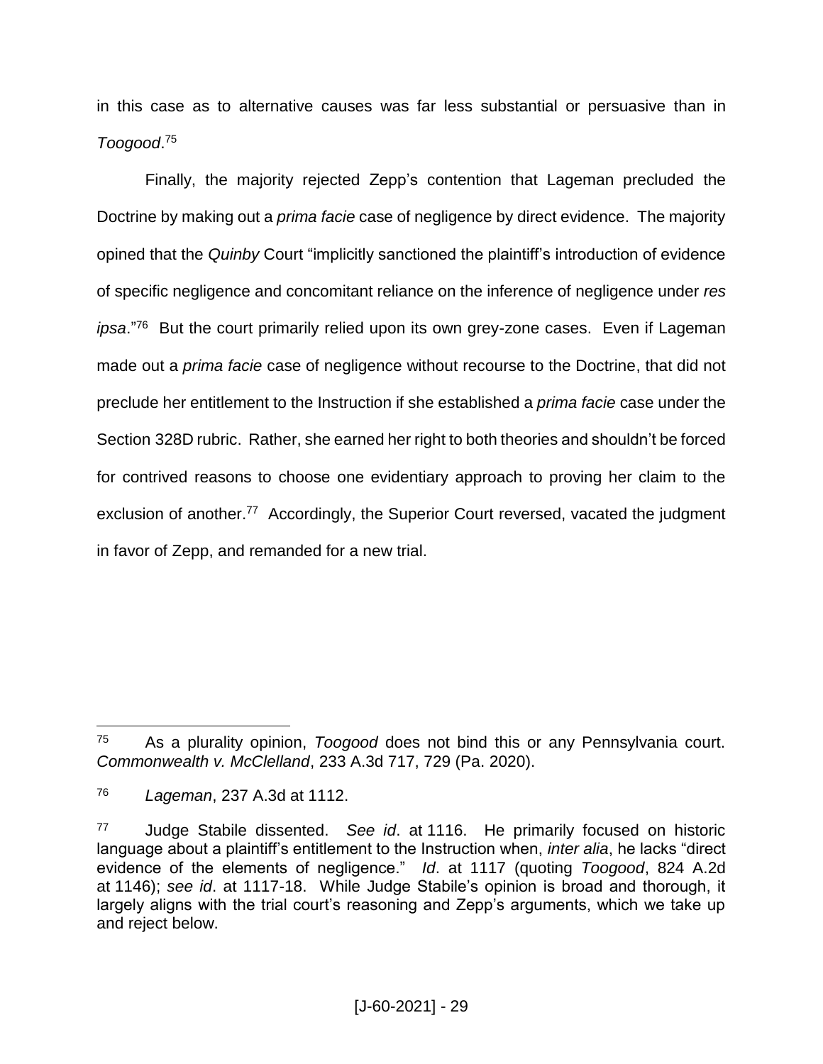in this case as to alternative causes was far less substantial or persuasive than in *Toogood*.[75]

Finally, the majority rejected Zepp's contention that Lageman precluded the Doctrine by making out a *prima facie* case of negligence by direct evidence. The majority opined that the *Quinby* Court "implicitly sanctioned the plaintiff's introduction of evidence of specific negligence and concomitant reliance on the inference of negligence under *res ipsa*."[76] But the court primarily relied upon its own grey-zone cases. Even if Lageman made out a *prima facie* case of negligence without recourse to the Doctrine, that did not preclude her entitlement to the Instruction if she established a *prima facie* case under the Section 328D rubric. Rather, she earned her right to both theories and shouldn't be forced for contrived reasons to choose one evidentiary approach to proving her claim to the exclusion of another.[77] Accordingly, the Superior Court reversed, vacated the judgment in favor of Zepp, and remanded for a new trial.

---

[75] As a plurality opinion, *Toogood* does not bind this or any Pennsylvania court. *Commonwealth v. McClelland*, 233 A.3d 717, 729 (Pa. 2020).

[76] *Lageman*, 237 A.3d at 1112.

[77] Judge Stabile dissented. *See id*. at 1116. He primarily focused on historic language about a plaintiff's entitlement to the Instruction when, *inter alia*, he lacks "direct evidence of the elements of negligence." *Id*. at 1117 (quoting *Toogood*, 824 A.2d at 1146); *see id*. at 1117-18. While Judge Stabile's opinion is broad and thorough, it largely aligns with the trial court's reasoning and Zepp's arguments, which we take up and reject below.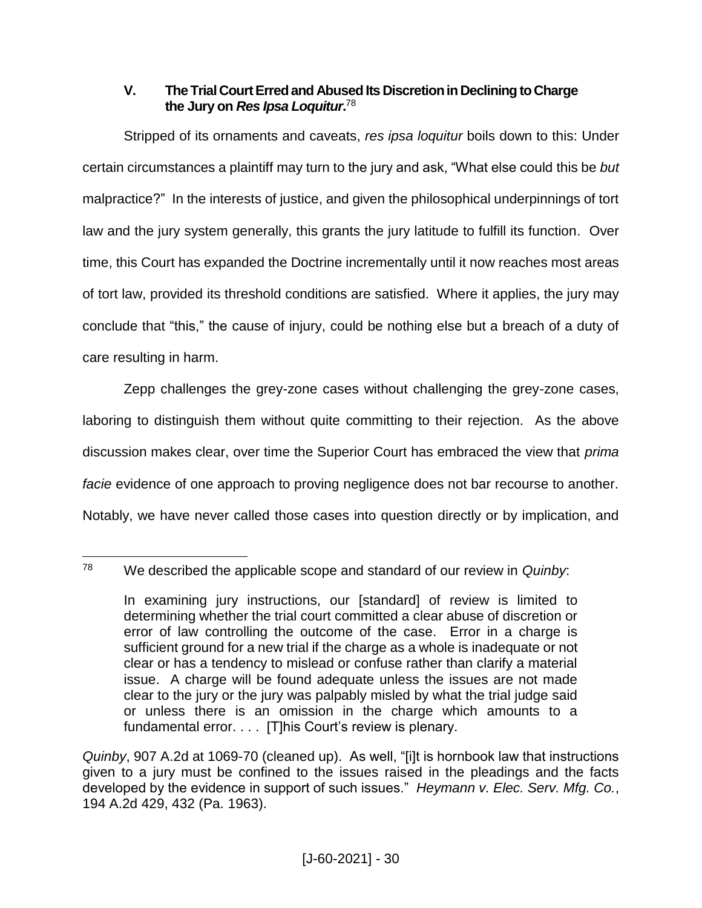### V. The Trial Court Erred and Abused Its Discretion in Declining to Charge the Jury on *Res Ipsa Loquitur*.[78]

Stripped of its ornaments and caveats, *res ipsa loquitur* boils down to this: Under certain circumstances a plaintiff may turn to the jury and ask, "What else could this be *but* malpractice?" In the interests of justice, and given the philosophical underpinnings of tort law and the jury system generally, this grants the jury latitude to fulfill its function. Over time, this Court has expanded the Doctrine incrementally until it now reaches most areas of tort law, provided its threshold conditions are satisfied. Where it applies, the jury may conclude that "this," the cause of injury, could be nothing else but a breach of a duty of care resulting in harm.

Zepp challenges the grey-zone cases without challenging the grey-zone cases, laboring to distinguish them without quite committing to their rejection. As the above discussion makes clear, over time the Superior Court has embraced the view that *prima facie* evidence of one approach to proving negligence does not bar recourse to another. Notably, we have never called those cases into question directly or by implication, and

---

[78] We described the applicable scope and standard of our review in *Quinby*:

> In examining jury instructions, our [standard] of review is limited to determining whether the trial court committed a clear abuse of discretion or error of law controlling the outcome of the case. Error in a charge is sufficient ground for a new trial if the charge as a whole is inadequate or not clear or has a tendency to mislead or confuse rather than clarify a material issue. A charge will be found adequate unless the issues are not made clear to the jury or the jury was palpably misled by what the trial judge said or unless there is an omission in the charge which amounts to a fundamental error. . . . [T]his Court's review is plenary.

*Quinby*, 907 A.2d at 1069-70 (cleaned up). As well, "[i]t is hornbook law that instructions given to a jury must be confined to the issues raised in the pleadings and the facts developed by the evidence in support of such issues." *Heymann v. Elec. Serv. Mfg. Co.*, 194 A.2d 429, 432 (Pa. 1963).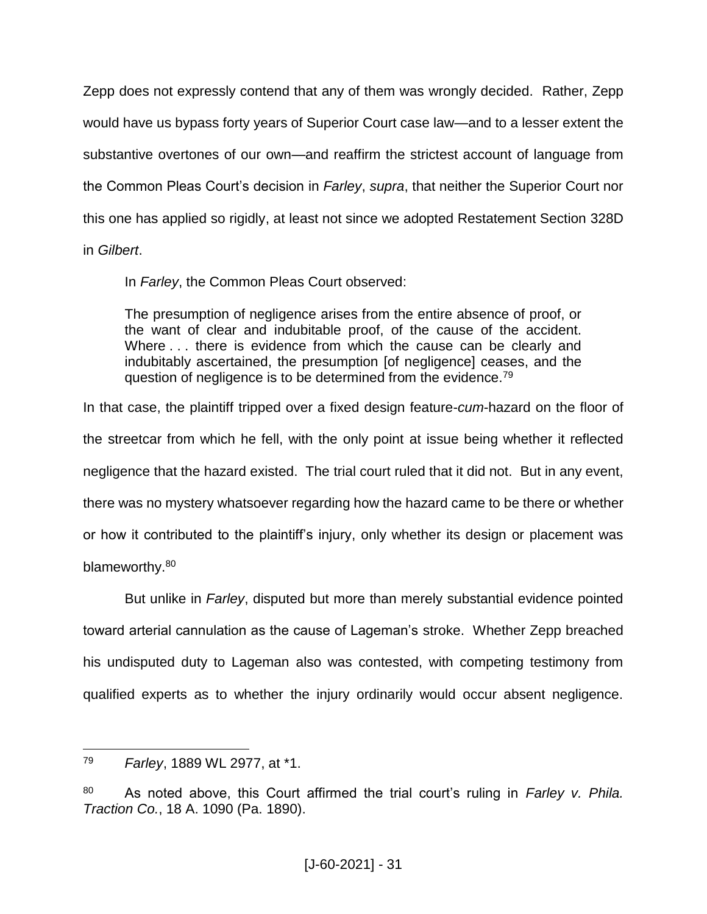Zepp does not expressly contend that any of them was wrongly decided. Rather, Zepp would have us bypass forty years of Superior Court case law—and to a lesser extent the substantive overtones of our own—and reaffirm the strictest account of language from the Common Pleas Court's decision in *Farley*, *supra*, that neither the Superior Court nor this one has applied so rigidly, at least not since we adopted Restatement Section 328D in *Gilbert*.

In *Farley*, the Common Pleas Court observed:

> The presumption of negligence arises from the entire absence of proof, or the want of clear and indubitable proof, of the cause of the accident. Where . . . there is evidence from which the cause can be clearly and indubitably ascertained, the presumption [of negligence] ceases, and the question of negligence is to be determined from the evidence.[79]

In that case, the plaintiff tripped over a fixed design feature-*cum*-hazard on the floor of the streetcar from which he fell, with the only point at issue being whether it reflected negligence that the hazard existed. The trial court ruled that it did not. But in any event, there was no mystery whatsoever regarding how the hazard came to be there or whether or how it contributed to the plaintiff's injury, only whether its design or placement was blameworthy.[80]

But unlike in *Farley*, disputed but more than merely substantial evidence pointed toward arterial cannulation as the cause of Lageman's stroke. Whether Zepp breached his undisputed duty to Lageman also was contested, with competing testimony from qualified experts as to whether the injury ordinarily would occur absent negligence.

---

[79] *Farley*, 1889 WL 2977, at \*1.

[80] As noted above, this Court affirmed the trial court's ruling in *Farley v. Phila. Traction Co.*, 18 A. 1090 (Pa. 1890).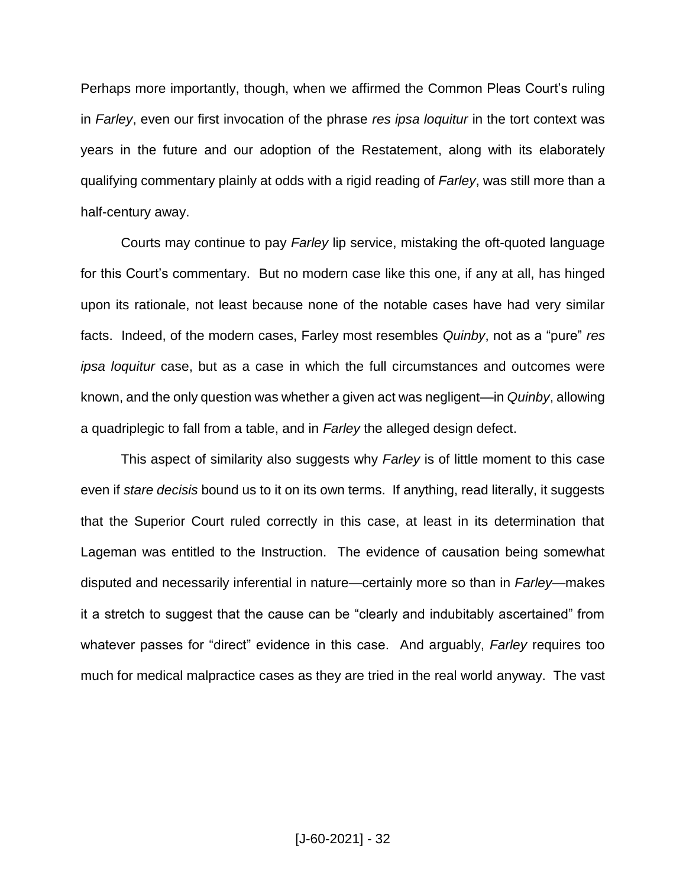Perhaps more importantly, though, when we affirmed the Common Pleas Court's ruling in *Farley*, even our first invocation of the phrase *res ipsa loquitur* in the tort context was years in the future and our adoption of the Restatement, along with its elaborately qualifying commentary plainly at odds with a rigid reading of *Farley*, was still more than a half-century away.

Courts may continue to pay *Farley* lip service, mistaking the oft-quoted language for this Court's commentary. But no modern case like this one, if any at all, has hinged upon its rationale, not least because none of the notable cases have had very similar facts. Indeed, of the modern cases, Farley most resembles *Quinby*, not as a "pure" *res ipsa loquitur* case, but as a case in which the full circumstances and outcomes were known, and the only question was whether a given act was negligent—in *Quinby*, allowing a quadriplegic to fall from a table, and in *Farley* the alleged design defect.

This aspect of similarity also suggests why *Farley* is of little moment to this case even if *stare decisis* bound us to it on its own terms. If anything, read literally, it suggests that the Superior Court ruled correctly in this case, at least in its determination that Lageman was entitled to the Instruction. The evidence of causation being somewhat disputed and necessarily inferential in nature—certainly more so than in *Farley*—makes it a stretch to suggest that the cause can be "clearly and indubitably ascertained" from whatever passes for "direct" evidence in this case. And arguably, *Farley* requires too much for medical malpractice cases as they are tried in the real world anyway. The vast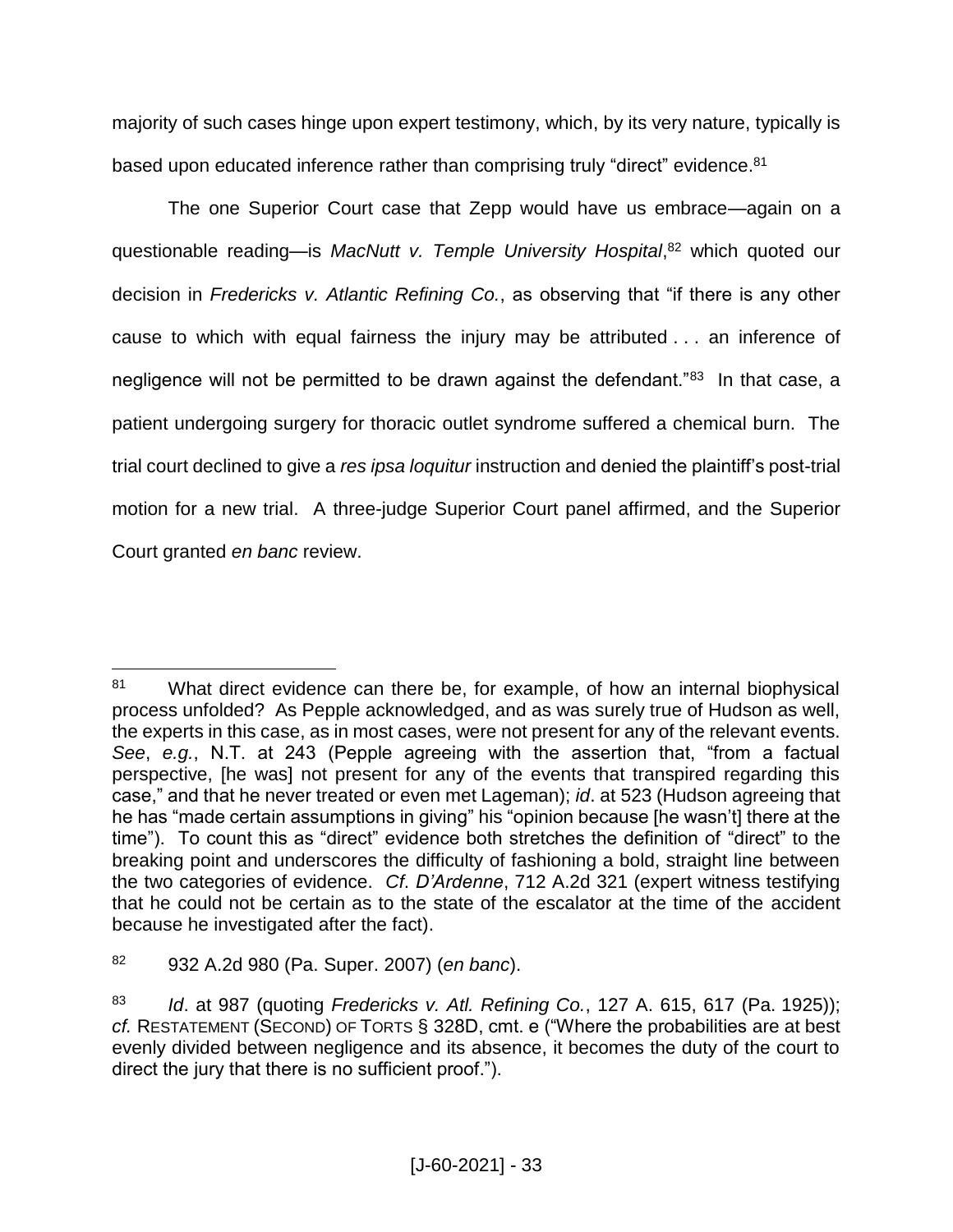majority of such cases hinge upon expert testimony, which, by its very nature, typically is based upon educated inference rather than comprising truly "direct" evidence.[81]

The one Superior Court case that Zepp would have us embrace—again on a questionable reading—is *MacNutt v. Temple University Hospital*,[82] which quoted our decision in *Fredericks v. Atlantic Refining Co.*, as observing that "if there is any other cause to which with equal fairness the injury may be attributed . . . an inference of negligence will not be permitted to be drawn against the defendant."[83] In that case, a patient undergoing surgery for thoracic outlet syndrome suffered a chemical burn. The trial court declined to give a *res ipsa loquitur* instruction and denied the plaintiff's post-trial motion for a new trial. A three-judge Superior Court panel affirmed, and the Superior Court granted *en banc* review.

---

[81] What direct evidence can there be, for example, of how an internal biophysical process unfolded? As Pepple acknowledged, and as was surely true of Hudson as well, the experts in this case, as in most cases, were not present for any of the relevant events. *See*, *e.g.*, N.T. at 243 (Pepple agreeing with the assertion that, "from a factual perspective, [he was] not present for any of the events that transpired regarding this case," and that he never treated or even met Lageman); *id*. at 523 (Hudson agreeing that he has "made certain assumptions in giving" his "opinion because [he wasn't] there at the time"). To count this as "direct" evidence both stretches the definition of "direct" to the breaking point and underscores the difficulty of fashioning a bold, straight line between the two categories of evidence. *Cf. D'Ardenne*, 712 A.2d 321 (expert witness testifying that he could not be certain as to the state of the escalator at the time of the accident because he investigated after the fact).

[82] 932 A.2d 980 (Pa. Super. 2007) (*en banc*).

[83] *Id*. at 987 (quoting *Fredericks v. Atl. Refining Co.*, 127 A. 615, 617 (Pa. 1925)); *cf.* RESTATEMENT (SECOND) OF TORTS § 328D, cmt. e ("Where the probabilities are at best evenly divided between negligence and its absence, it becomes the duty of the court to direct the jury that there is no sufficient proof.").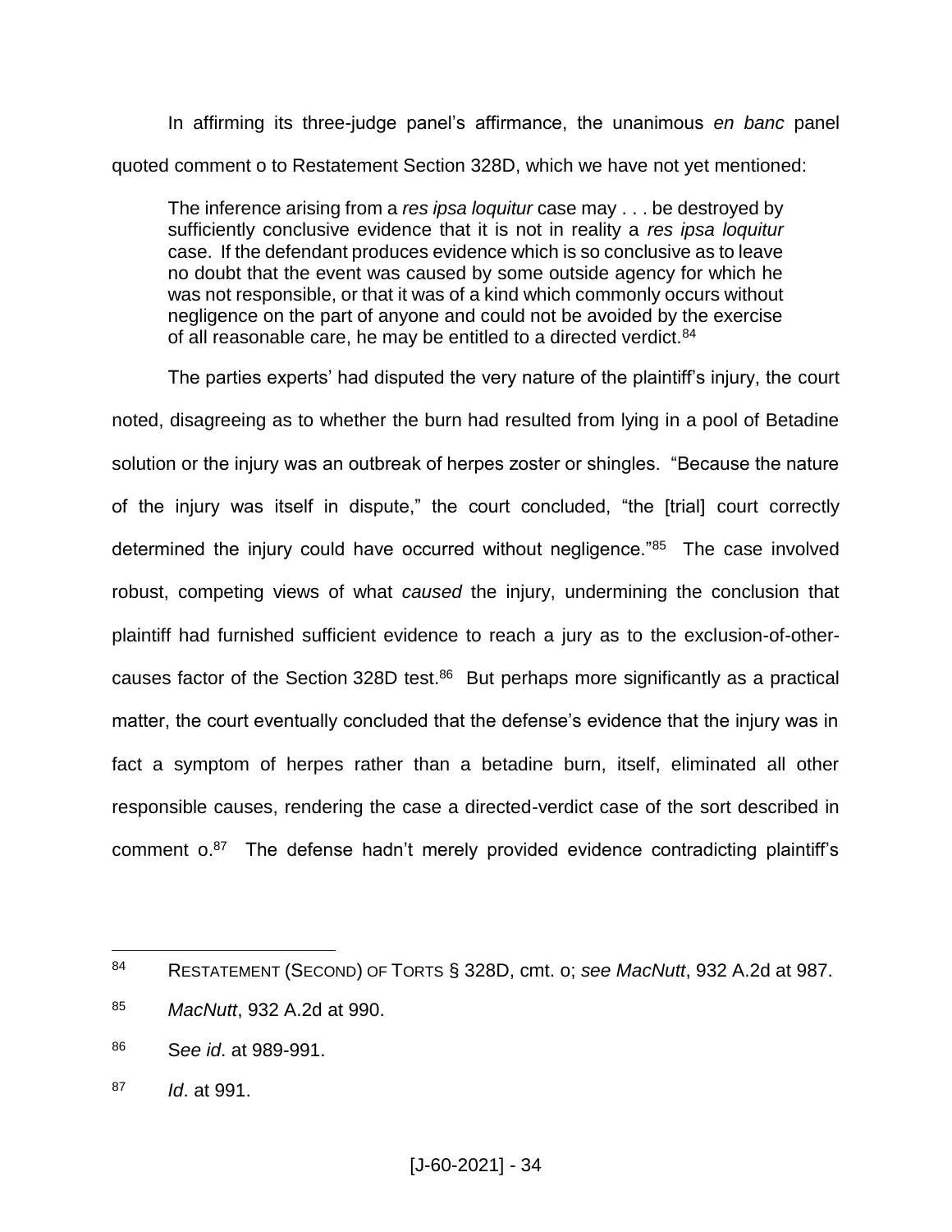In affirming its three-judge panel's affirmance, the unanimous *en banc* panel quoted comment o to Restatement Section 328D, which we have not yet mentioned:

> The inference arising from a *res ipsa loquitur* case may . . . be destroyed by sufficiently conclusive evidence that it is not in reality a *res ipsa loquitur* case. If the defendant produces evidence which is so conclusive as to leave no doubt that the event was caused by some outside agency for which he was not responsible, or that it was of a kind which commonly occurs without negligence on the part of anyone and could not be avoided by the exercise of all reasonable care, he may be entitled to a directed verdict.[84]

The parties experts' had disputed the very nature of the plaintiff's injury, the court noted, disagreeing as to whether the burn had resulted from lying in a pool of Betadine solution or the injury was an outbreak of herpes zoster or shingles. "Because the nature of the injury was itself in dispute," the court concluded, "the [trial] court correctly determined the injury could have occurred without negligence."[85] The case involved robust, competing views of what *caused* the injury, undermining the conclusion that plaintiff had furnished sufficient evidence to reach a jury as to the exclusion-of-other-causes factor of the Section 328D test.[86] But perhaps more significantly as a practical matter, the court eventually concluded that the defense's evidence that the injury was in fact a symptom of herpes rather than a betadine burn, itself, eliminated all other responsible causes, rendering the case a directed-verdict case of the sort described in comment o.[87] The defense hadn't merely provided evidence contradicting plaintiff's

---

[84] RESTATEMENT (SECOND) OF TORTS § 328D, cmt. o; *see MacNutt*, 932 A.2d at 987.

[85] *MacNutt*, 932 A.2d at 990.

[86] *See id*. at 989-991.

[87] *Id*. at 991.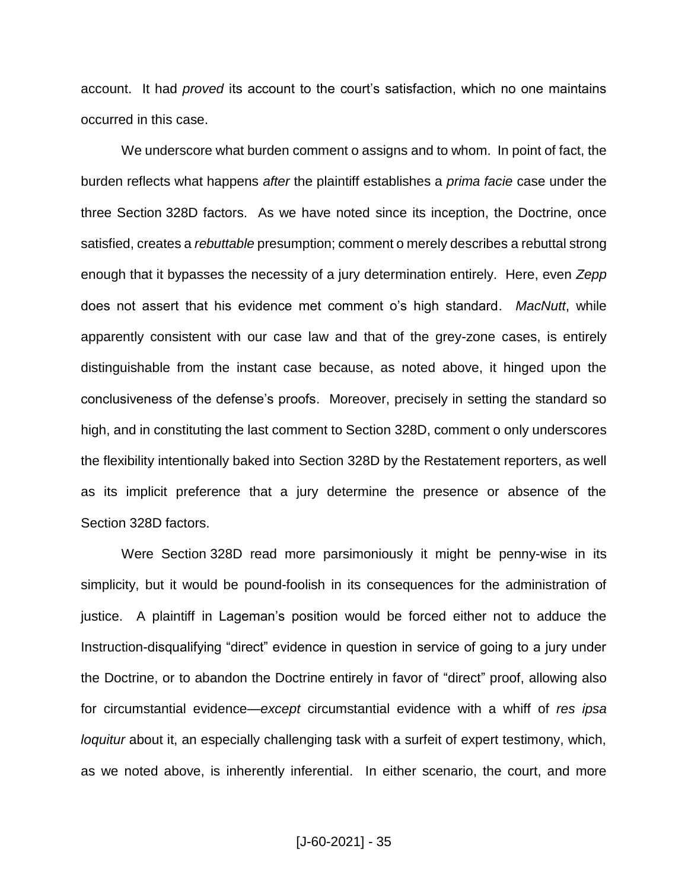account. It had *proved* its account to the court's satisfaction, which no one maintains occurred in this case.

We underscore what burden comment o assigns and to whom. In point of fact, the burden reflects what happens *after* the plaintiff establishes a *prima facie* case under the three Section 328D factors. As we have noted since its inception, the Doctrine, once satisfied, creates a *rebuttable* presumption; comment o merely describes a rebuttal strong enough that it bypasses the necessity of a jury determination entirely. Here, even *Zepp* does not assert that his evidence met comment o's high standard. *MacNutt*, while apparently consistent with our case law and that of the grey-zone cases, is entirely distinguishable from the instant case because, as noted above, it hinged upon the conclusiveness of the defense's proofs. Moreover, precisely in setting the standard so high, and in constituting the last comment to Section 328D, comment o only underscores the flexibility intentionally baked into Section 328D by the Restatement reporters, as well as its implicit preference that a jury determine the presence or absence of the Section 328D factors.

Were Section 328D read more parsimoniously it might be penny-wise in its simplicity, but it would be pound-foolish in its consequences for the administration of justice. A plaintiff in Lageman's position would be forced either not to adduce the Instruction-disqualifying "direct" evidence in question in service of going to a jury under the Doctrine, or to abandon the Doctrine entirely in favor of "direct" proof, allowing also for circumstantial evidence—*except* circumstantial evidence with a whiff of *res ipsa loquitur* about it, an especially challenging task with a surfeit of expert testimony, which, as we noted above, is inherently inferential. In either scenario, the court, and more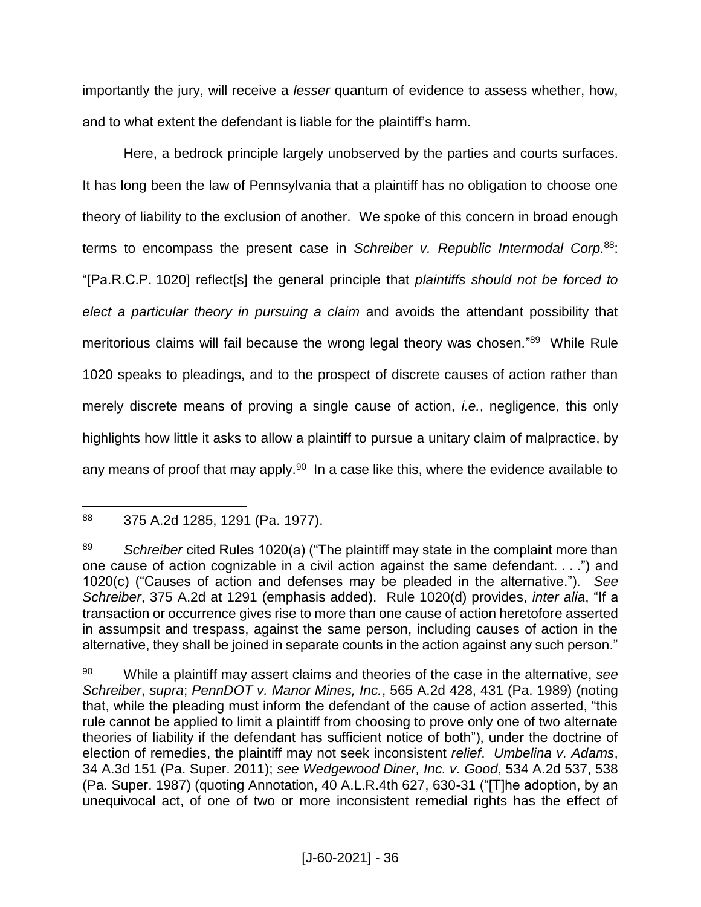importantly the jury, will receive a *lesser* quantum of evidence to assess whether, how, and to what extent the defendant is liable for the plaintiff's harm.

Here, a bedrock principle largely unobserved by the parties and courts surfaces. It has long been the law of Pennsylvania that a plaintiff has no obligation to choose one theory of liability to the exclusion of another. We spoke of this concern in broad enough terms to encompass the present case in *Schreiber v. Republic Intermodal Corp.*[88]: "[Pa.R.C.P. 1020] reflect[s] the general principle that *plaintiffs should not be forced to elect a particular theory in pursuing a claim* and avoids the attendant possibility that meritorious claims will fail because the wrong legal theory was chosen."[89] While Rule 1020 speaks to pleadings, and to the prospect of discrete causes of action rather than merely discrete means of proving a single cause of action, *i.e.*, negligence, this only highlights how little it asks to allow a plaintiff to pursue a unitary claim of malpractice, by any means of proof that may apply.[90] In a case like this, where the evidence available to

---

[88] 375 A.2d 1285, 1291 (Pa. 1977).

[89] *Schreiber* cited Rules 1020(a) ("The plaintiff may state in the complaint more than one cause of action cognizable in a civil action against the same defendant. . . .") and 1020(c) ("Causes of action and defenses may be pleaded in the alternative."). *See Schreiber*, 375 A.2d at 1291 (emphasis added). Rule 1020(d) provides, *inter alia*, "If a transaction or occurrence gives rise to more than one cause of action heretofore asserted in assumpsit and trespass, against the same person, including causes of action in the alternative, they shall be joined in separate counts in the action against any such person."

[90] While a plaintiff may assert claims and theories of the case in the alternative, *see Schreiber*, *supra*; *PennDOT v. Manor Mines, Inc.*, 565 A.2d 428, 431 (Pa. 1989) (noting that, while the pleading must inform the defendant of the cause of action asserted, "this rule cannot be applied to limit a plaintiff from choosing to prove only one of two alternate theories of liability if the defendant has sufficient notice of both"), under the doctrine of election of remedies, the plaintiff may not seek inconsistent *relief*. *Umbelina v. Adams*, 34 A.3d 151 (Pa. Super. 2011); *see Wedgewood Diner, Inc. v. Good*, 534 A.2d 537, 538 (Pa. Super. 1987) (quoting Annotation, 40 A.L.R.4th 627, 630-31 ("[T]he adoption, by an unequivocal act, of one of two or more inconsistent remedial rights has the effect of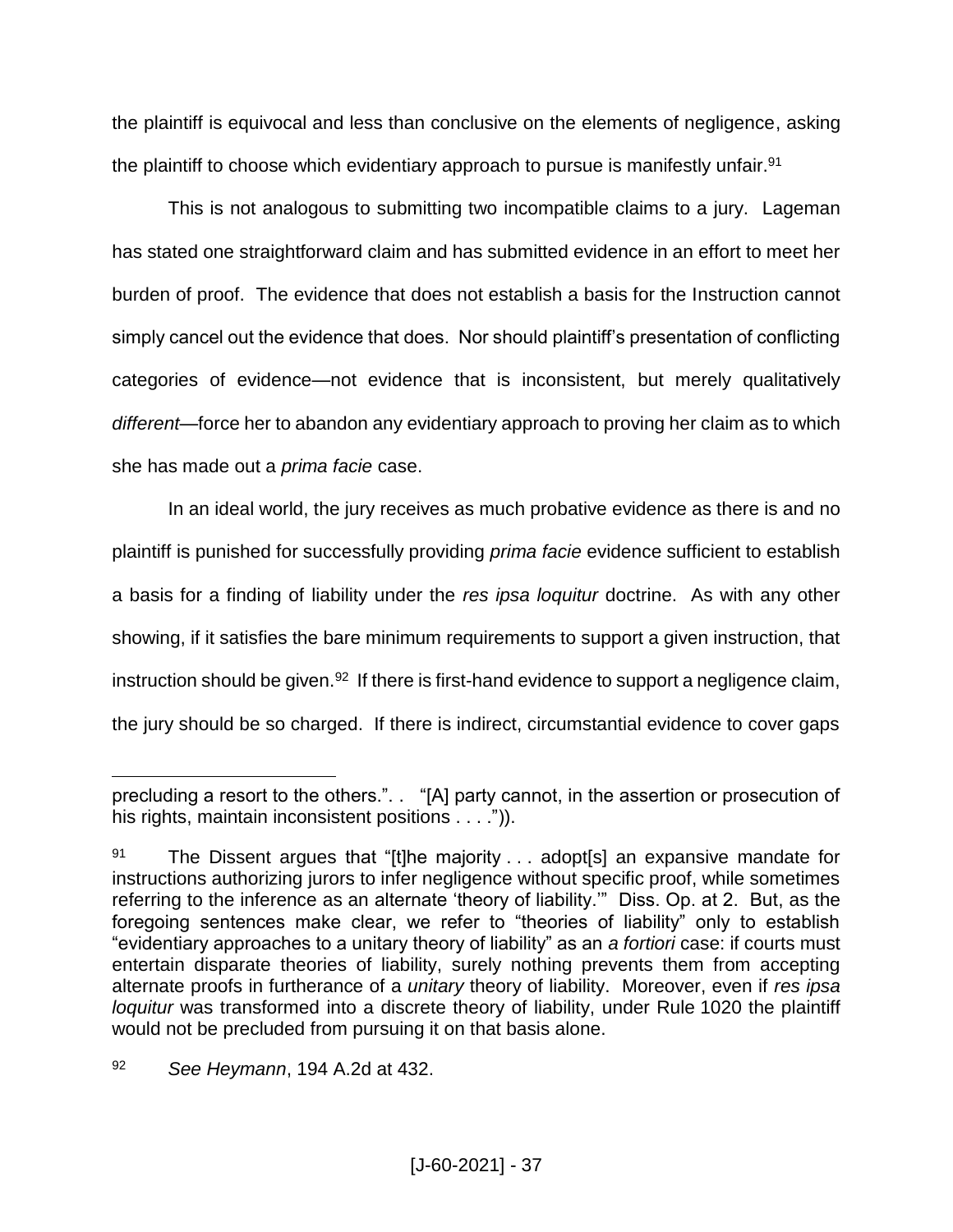the plaintiff is equivocal and less than conclusive on the elements of negligence, asking the plaintiff to choose which evidentiary approach to pursue is manifestly unfair.[91]

This is not analogous to submitting two incompatible claims to a jury. Lageman has stated one straightforward claim and has submitted evidence in an effort to meet her burden of proof. The evidence that does not establish a basis for the Instruction cannot simply cancel out the evidence that does. Nor should plaintiff's presentation of conflicting categories of evidence—not evidence that is inconsistent, but merely qualitatively *different*—force her to abandon any evidentiary approach to proving her claim as to which she has made out a *prima facie* case.

In an ideal world, the jury receives as much probative evidence as there is and no plaintiff is punished for successfully providing *prima facie* evidence sufficient to establish a basis for a finding of liability under the *res ipsa loquitur* doctrine. As with any other showing, if it satisfies the bare minimum requirements to support a given instruction, that instruction should be given.[92] If there is first-hand evidence to support a negligence claim, the jury should be so charged. If there is indirect, circumstantial evidence to cover gaps

---

precluding a resort to the others.". . "[A] party cannot, in the assertion or prosecution of his rights, maintain inconsistent positions . . . .")).

[91] The Dissent argues that "[t]he majority . . . adopt[s] an expansive mandate for instructions authorizing jurors to infer negligence without specific proof, while sometimes referring to the inference as an alternate 'theory of liability.'" Diss. Op. at 2. But, as the foregoing sentences make clear, we refer to "theories of liability" only to establish "evidentiary approaches to a unitary theory of liability" as an *a fortiori* case: if courts must entertain disparate theories of liability, surely nothing prevents them from accepting alternate proofs in furtherance of a *unitary* theory of liability. Moreover, even if *res ipsa loquitur* was transformed into a discrete theory of liability, under Rule 1020 the plaintiff would not be precluded from pursuing it on that basis alone.

[92] *See Heymann*, 194 A.2d at 432.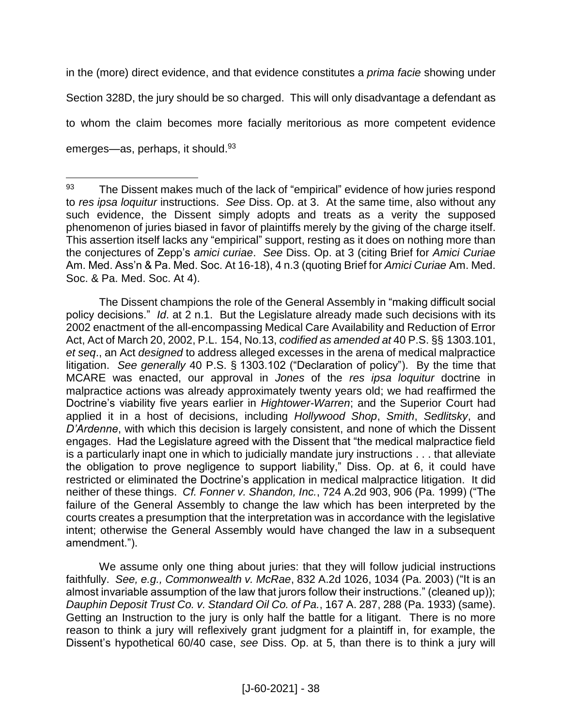in the (more) direct evidence, and that evidence constitutes a *prima facie* showing under Section 328D, the jury should be so charged. This will only disadvantage a defendant as to whom the claim becomes more facially meritorious as more competent evidence emerges—as, perhaps, it should.[93]

---

[93] The Dissent makes much of the lack of "empirical" evidence of how juries respond to *res ipsa loquitur* instructions. *See* Diss. Op. at 3. At the same time, also without any such evidence, the Dissent simply adopts and treats as a verity the supposed phenomenon of juries biased in favor of plaintiffs merely by the giving of the charge itself. This assertion itself lacks any "empirical" support, resting as it does on nothing more than the conjectures of Zepp's *amici curiae*. *See* Diss. Op. at 3 (citing Brief for *Amici Curiae* Am. Med. Ass'n & Pa. Med. Soc. At 16-18), 4 n.3 (quoting Brief for *Amici Curiae* Am. Med. Soc. & Pa. Med. Soc. At 4).

The Dissent champions the role of the General Assembly in "making difficult social policy decisions." *Id*. at 2 n.1. But the Legislature already made such decisions with its 2002 enactment of the all-encompassing Medical Care Availability and Reduction of Error Act, Act of March 20, 2002, P.L. 154, No.13, *codified as amended at* 40 P.S. §§ 1303.101, *et seq*., an Act *designed* to address alleged excesses in the arena of medical malpractice litigation. *See generally* 40 P.S. § 1303.102 ("Declaration of policy"). By the time that MCARE was enacted, our approval in *Jones* of the *res ipsa loquitur* doctrine in malpractice actions was already approximately twenty years old; we had reaffirmed the Doctrine's viability five years earlier in *Hightower-Warren*; and the Superior Court had applied it in a host of decisions, including *Hollywood Shop*, *Smith*, *Sedlitsky*, and *D'Ardenne*, with which this decision is largely consistent, and none of which the Dissent engages. Had the Legislature agreed with the Dissent that "the medical malpractice field is a particularly inapt one in which to judicially mandate jury instructions . . . that alleviate the obligation to prove negligence to support liability," Diss. Op. at 6, it could have restricted or eliminated the Doctrine's application in medical malpractice litigation. It did neither of these things. *Cf. Fonner v. Shandon, Inc.*, 724 A.2d 903, 906 (Pa. 1999) ("The failure of the General Assembly to change the law which has been interpreted by the courts creates a presumption that the interpretation was in accordance with the legislative intent; otherwise the General Assembly would have changed the law in a subsequent amendment.").

We assume only one thing about juries: that they will follow judicial instructions faithfully. *See, e.g., Commonwealth v. McRae*, 832 A.2d 1026, 1034 (Pa. 2003) ("It is an almost invariable assumption of the law that jurors follow their instructions." (cleaned up)); *Dauphin Deposit Trust Co. v. Standard Oil Co. of Pa.*, 167 A. 287, 288 (Pa. 1933) (same). Getting an Instruction to the jury is only half the battle for a litigant. There is no more reason to think a jury will reflexively grant judgment for a plaintiff in, for example, the Dissent's hypothetical 60/40 case, *see* Diss. Op. at 5, than there is to think a jury will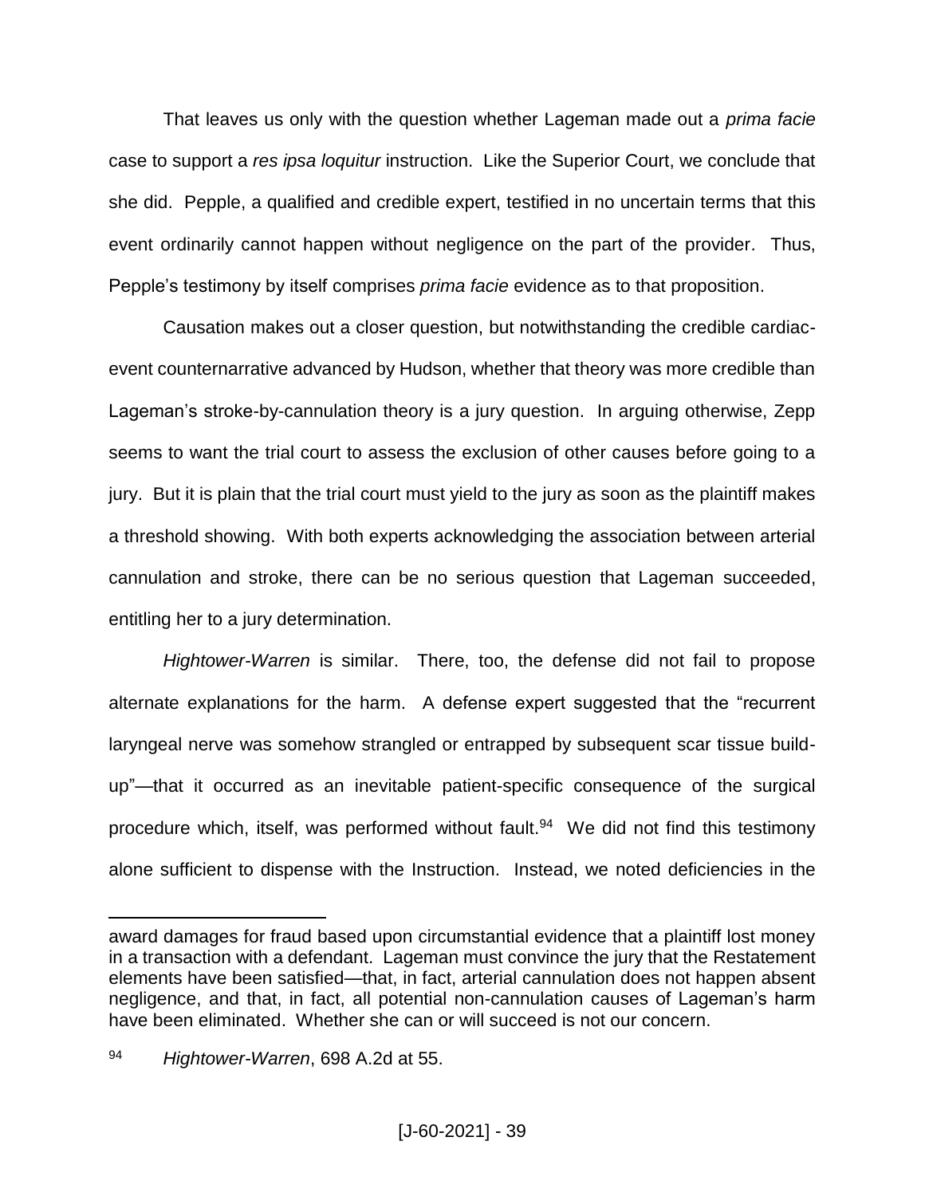That leaves us only with the question whether Lageman made out a *prima facie* case to support a *res ipsa loquitur* instruction. Like the Superior Court, we conclude that she did. Pepple, a qualified and credible expert, testified in no uncertain terms that this event ordinarily cannot happen without negligence on the part of the provider. Thus, Pepple's testimony by itself comprises *prima facie* evidence as to that proposition.

Causation makes out a closer question, but notwithstanding the credible cardiac-event counternarrative advanced by Hudson, whether that theory was more credible than Lageman's stroke-by-cannulation theory is a jury question. In arguing otherwise, Zepp seems to want the trial court to assess the exclusion of other causes before going to a jury. But it is plain that the trial court must yield to the jury as soon as the plaintiff makes a threshold showing. With both experts acknowledging the association between arterial cannulation and stroke, there can be no serious question that Lageman succeeded, entitling her to a jury determination.

*Hightower-Warren* is similar. There, too, the defense did not fail to propose alternate explanations for the harm. A defense expert suggested that the "recurrent laryngeal nerve was somehow strangled or entrapped by subsequent scar tissue build-up"—that it occurred as an inevitable patient-specific consequence of the surgical procedure which, itself, was performed without fault.[94] We did not find this testimony alone sufficient to dispense with the Instruction. Instead, we noted deficiencies in the

---

award damages for fraud based upon circumstantial evidence that a plaintiff lost money in a transaction with a defendant. Lageman must convince the jury that the Restatement elements have been satisfied—that, in fact, arterial cannulation does not happen absent negligence, and that, in fact, all potential non-cannulation causes of Lageman's harm have been eliminated. Whether she can or will succeed is not our concern.

[94] *Hightower-Warren*, 698 A.2d at 55.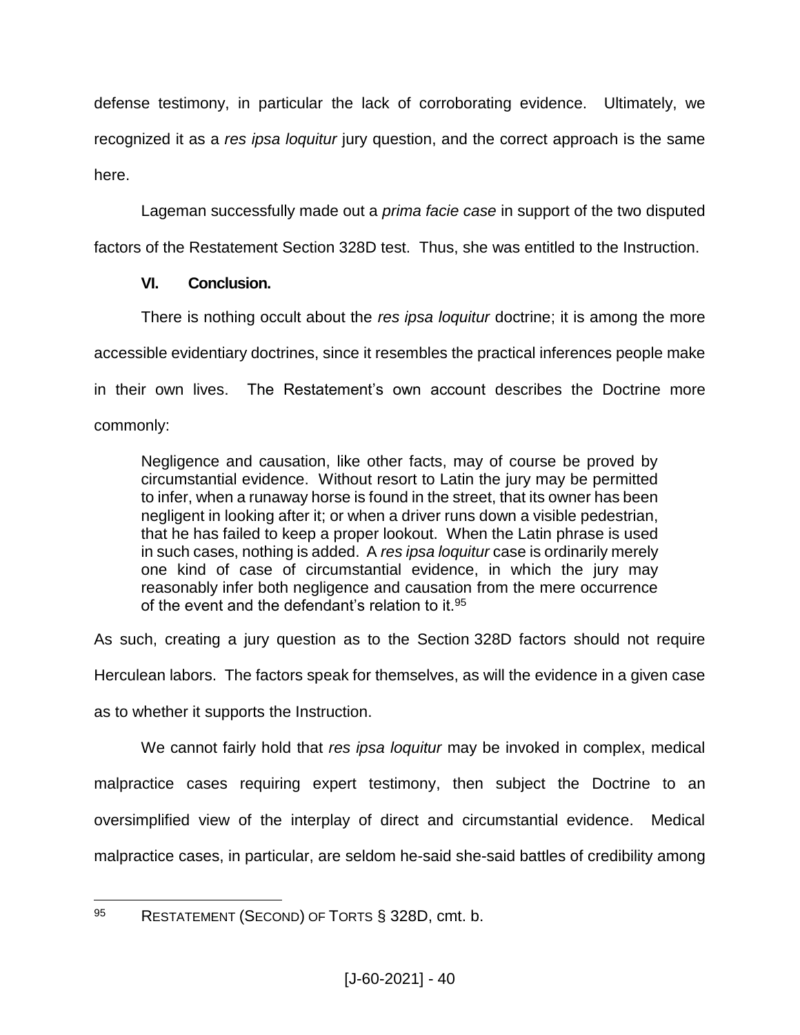defense testimony, in particular the lack of corroborating evidence. Ultimately, we recognized it as a *res ipsa loquitur* jury question, and the correct approach is the same here.

Lageman successfully made out a *prima facie case* in support of the two disputed factors of the Restatement Section 328D test. Thus, she was entitled to the Instruction.

## VI. Conclusion.

There is nothing occult about the *res ipsa loquitur* doctrine; it is among the more accessible evidentiary doctrines, since it resembles the practical inferences people make in their own lives. The Restatement's own account describes the Doctrine more commonly:

> Negligence and causation, like other facts, may of course be proved by circumstantial evidence. Without resort to Latin the jury may be permitted to infer, when a runaway horse is found in the street, that its owner has been negligent in looking after it; or when a driver runs down a visible pedestrian, that he has failed to keep a proper lookout. When the Latin phrase is used in such cases, nothing is added. A *res ipsa loquitur* case is ordinarily merely one kind of case of circumstantial evidence, in which the jury may reasonably infer both negligence and causation from the mere occurrence of the event and the defendant's relation to it.[95]

As such, creating a jury question as to the Section 328D factors should not require Herculean labors. The factors speak for themselves, as will the evidence in a given case as to whether it supports the Instruction.

We cannot fairly hold that *res ipsa loquitur* may be invoked in complex, medical malpractice cases requiring expert testimony, then subject the Doctrine to an oversimplified view of the interplay of direct and circumstantial evidence. Medical malpractice cases, in particular, are seldom he-said she-said battles of credibility among

---

[95] RESTATEMENT (SECOND) OF TORTS § 328D, cmt. b.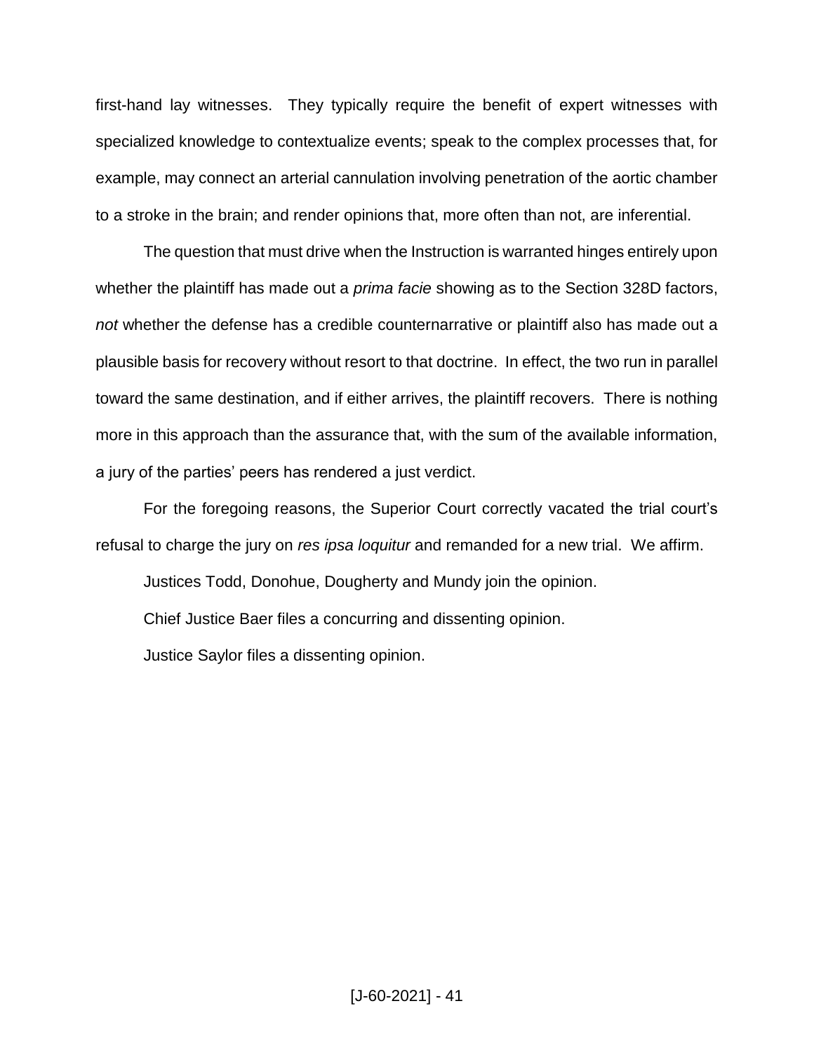first-hand lay witnesses. They typically require the benefit of expert witnesses with specialized knowledge to contextualize events; speak to the complex processes that, for example, may connect an arterial cannulation involving penetration of the aortic chamber to a stroke in the brain; and render opinions that, more often than not, are inferential.

The question that must drive when the Instruction is warranted hinges entirely upon whether the plaintiff has made out a *prima facie* showing as to the Section 328D factors, *not* whether the defense has a credible counternarrative or plaintiff also has made out a plausible basis for recovery without resort to that doctrine. In effect, the two run in parallel toward the same destination, and if either arrives, the plaintiff recovers. There is nothing more in this approach than the assurance that, with the sum of the available information, a jury of the parties' peers has rendered a just verdict.

For the foregoing reasons, the Superior Court correctly vacated the trial court's refusal to charge the jury on *res ipsa loquitur* and remanded for a new trial. We affirm.

Justices Todd, Donohue, Dougherty and Mundy join the opinion.

Chief Justice Baer files a concurring and dissenting opinion.

Justice Saylor files a dissenting opinion.